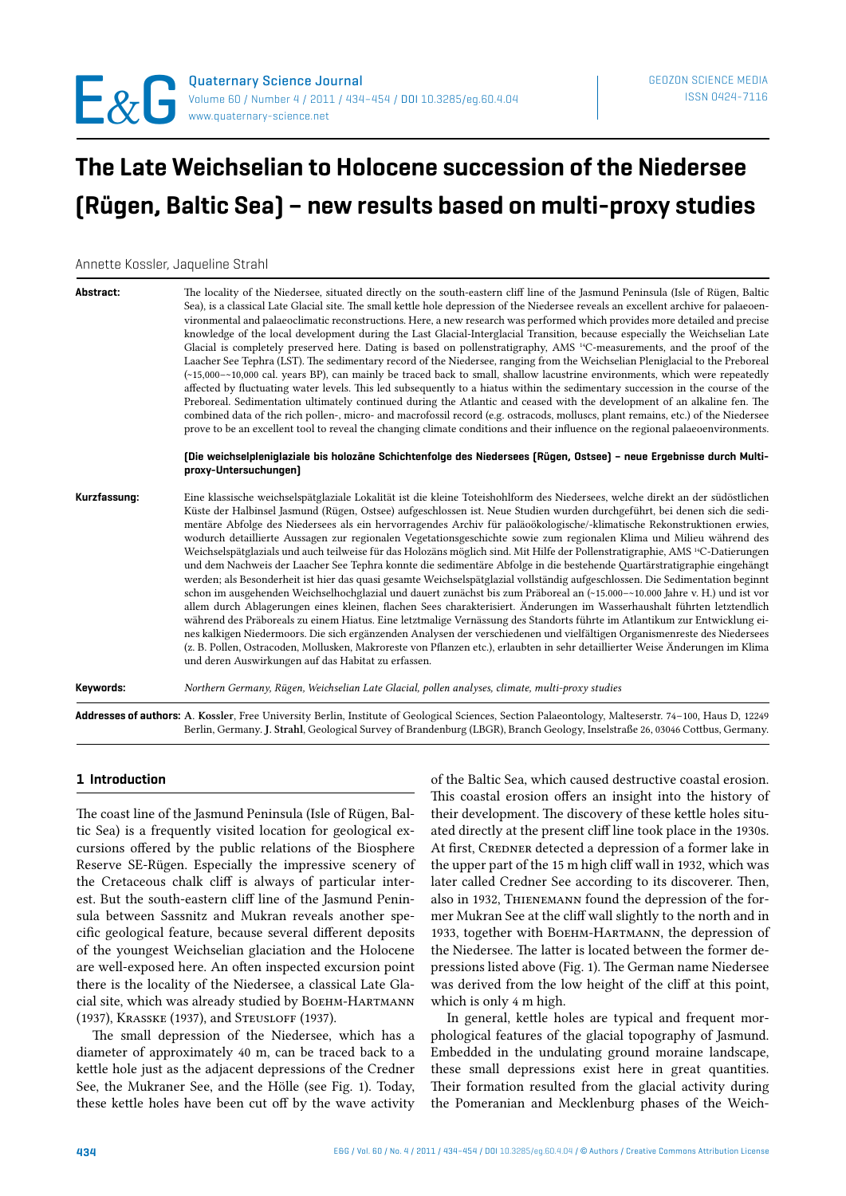# The Late Weichselian to Holocene succession of the Niedersee (Rügen, Baltic Sea) – new results based on multi-proxy studies

Annette Kossler, Jaqueline Strahl

**Abstract:** The locality of the Niedersee, situated directly on the south-eastern cliff line of the Jasmund Peninsula (Isle of Rügen, Baltic Sea), is a classical Late Glacial site. The small kettle hole depression of the Niedersee reveals an excellent archive for palaeoenvironmental and palaeoclimatic reconstructions. Here, a new research was performed which provides more detailed and precise knowledge of the local development during the Last Glacial-Interglacial Transition, because especially the Weichselian Late Glacial is completely preserved here. Dating is based on pollenstratigraphy, AMS $^{14}C$-measurements, and the proof of the Laacher See Tephra (LST). The sedimentary record of the Niedersee, ranging from the Weichselian Pleniglacial to the Preboreal (~15,000–~10,000 cal. years BP), can mainly be traced back to small, shallow lacustrine environments, which were repeatedly affected by fluctuating water levels. This led subsequently to a hiatus within the sedimentary succession in the course of the Preboreal. Sedimentation ultimately continued during the Atlantic and ceased with the development of an alkaline fen. The combined data of the rich pollen-, micro- and macrofossil record (e.g. ostracods, molluscs, plant remains, etc.) of the Niedersee prove to be an excellent tool to reveal the changing climate conditions and their influence on the regional palaeoenvironments.

**[Die weichselpleniglaziale bis holozäne Schichtenfolge des Niedersees (Rügen, Ostsee) – neue Ergebnisse durch Multi-proxy-Untersuchungen]**

**Kurzfassung:** Eine klassische weichselspätglaziale Lokalität ist die kleine Toteishohlform des Niedersees, welche direkt an der südöstlichen Küste der Halbinsel Jasmund (Rügen, Ostsee) aufgeschlossen ist. Neue Studien wurden durchgeführt, bei denen sich die sedimentäre Abfolge des Niedersees als ein hervorragendes Archiv für paläoökologische/-klimatische Rekonstruktionen erwies, wodurch detaillierte Aussagen zur regionalen Vegetationsgeschichte sowie zum regionalen Klima und Milieu während des Weichselspätglazials und auch teilweise für das Holozäns möglich sind. Mit Hilfe der Pollenstratigraphie, AMS $^{14}C$-Datierungen und dem Nachweis der Laacher See Tephra konnte die sedimentäre Abfolge in die bestehende Quartärstratigraphie eingehängt werden; als Besonderheit ist hier das quasi gesamte Weichselspätglazial vollständig aufgeschlossen. Die Sedimentation beginnt schon im ausgehenden Weichselhochglazial und dauert zunächst bis zum Präboreal an (~15.000–~10.000 Jahre v. H.) und ist vor allem durch Ablagerungen eines kleinen, flachen Sees charakterisiert. Änderungen im Wasserhaushalt führten letztendlich während des Präboreals zu einem Hiatus. Eine letztmalige Vernässung des Standorts führte im Atlantikum zur Entwicklung eines kalkigen Niedermoors. Die sich ergänzenden Analysen der verschiedenen und vielfältigen Organismenreste des Niedersees (z. B. Pollen, Ostracoden, Mollusken, Makroreste von Pflanzen etc.), erlaubten in sehr detaillierter Weise Änderungen im Klima und deren Auswirkungen auf das Habitat zu erfassen.

**Keywords:** *Northern Germany, Rügen, Weichselian Late Glacial, pollen analyses, climate, multi-proxy studies*

**Addresses of authors:** **A. Kossler**, Free University Berlin, Institute of Geological Sciences, Section Palaeontology, Malteserstr. 74–100, Haus D, 12249 Berlin, Germany. **J. Strahl**, Geological Survey of Brandenburg (LBGR), Branch Geology, Inselstraße 26, 03046 Cottbus, Germany.

## 1 Introduction

The coast line of the Jasmund Peninsula (Isle of Rügen, Baltic Sea) is a frequently visited location for geological excursions offered by the public relations of the Biosphere Reserve SE-Rügen. Especially the impressive scenery of the Cretaceous chalk cliff is always of particular interest. But the south-eastern cliff line of the Jasmund Peninsula between Sassnitz and Mukran reveals another specific geological feature, because several different deposits of the youngest Weichselian glaciation and the Holocene are well-exposed here. An often inspected excursion point there is the locality of the Niedersee, a classical Late Glacial site, which was already studied by Boehm-Hartmann (1937), Krasske (1937), and Steusloff (1937).

The small depression of the Niedersee, which has a diameter of approximately 40 m, can be traced back to a kettle hole just as the adjacent depressions of the Credner See, the Mukraner See, and the Hölle (see Fig. 1). Today, these kettle holes have been cut off by the wave activity of the Baltic Sea, which caused destructive coastal erosion. This coastal erosion offers an insight into the history of their development. The discovery of these kettle holes situated directly at the present cliff line took place in the 1930s. At first, Credner detected a depression of a former lake in the upper part of the 15 m high cliff wall in 1932, which was later called Credner See according to its discoverer. Then, also in 1932, Thienemann found the depression of the former Mukran See at the cliff wall slightly to the north and in 1933, together with Boehm-Hartmann, the depression of the Niedersee. The latter is located between the former depressions listed above (Fig. 1). The German name Niedersee was derived from the low height of the cliff at this point, which is only 4 m high.

In general, kettle holes are typical and frequent morphological features of the glacial topography of Jasmund. Embedded in the undulating ground moraine landscape, these small depressions exist here in great quantities. Their formation resulted from the glacial activity during the Pomeranian and Mecklenburg phases of the Weich-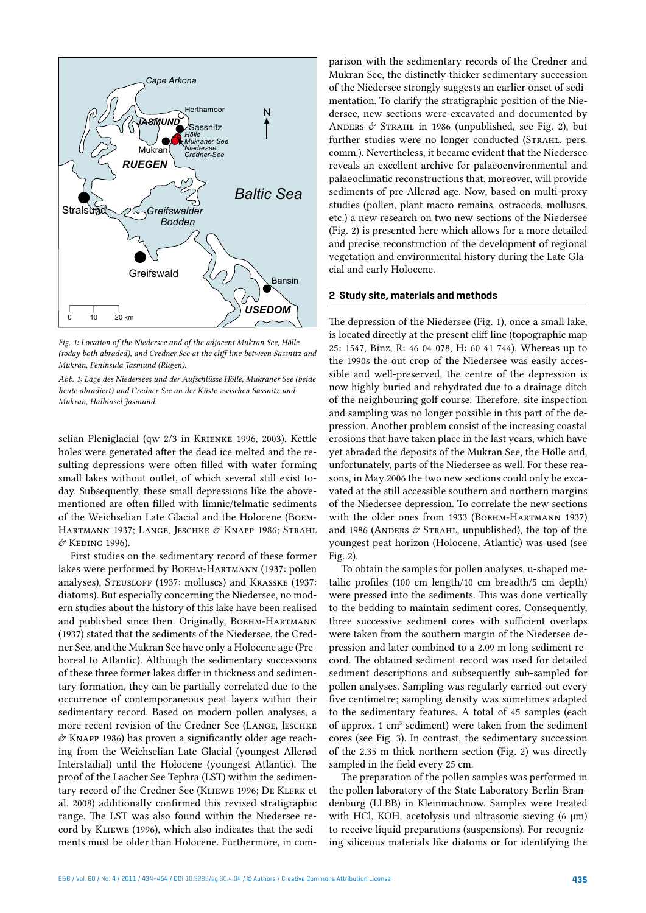Fig. 1: *Location of the Niedersee and of the adjacent Mukran See, Hölle (today both abraded), and Credner See at the cliff line between Sassnitz and Mukran, Peninsula Jasmund (Rügen).*

Abb. 1: *Lage des Niedersees und der Aufschlüsse Hölle, Mukraner See (beide heute abradiert) und Credner-See an der Küste zwischen Sassnitz und Mukran, Halbinsel Jasmund.*

selian Pleniglacial (qw 2/3 in Krienke 1996, 2003). Kettle holes were generated after the dead ice melted and the resulting depressions were often filled with water forming small lakes without outlet, of which several still exist today. Subsequently, these small depressions like the above-mentioned are often filled with limnic/telmatic sediments of the Weichselian Late Glacial and the Holocene (Boehm-Hartmann 1937; Lange, Jeschke & Knapp 1986; Strahl & Keding 1996).

First studies on the sedimentary record of these former lakes were performed by Boehm-Hartmann (1937: pollen analyses), Steusloff (1937: molluscs) and Krasske (1937: diatoms). But especially concerning the Niedersee, no modern studies about the history of this lake have been realised and published since then. Originally, Boehm-Hartmann (1937) stated that the sediments of the Niedersee, the Credner See, and the Mukran See have only a Holocene age (Preboreal to Atlantic). Although the sedimentary successions of these three former lakes differ in thickness and sedimentary formation, they can be partially correlated due to the occurrence of contemporaneous peat layers within their sedimentary record. Based on modern pollen analyses, a more recent revision of the Credner See (Lange, Jeschke & Knapp 1986) has proven a significantly older age reaching from the Weichselian Late Glacial (youngest Allerød Interstadial) until the Holocene (youngest Atlantic). The proof of the Laacher See Tephra (LST) within the sedimentary record of the Credner See (Kliewe 1996; De Klerk et al. 2008) additionally confirmed this revised stratigraphic range. The LST was also found within the Niedersee record by Kliewe (1996), which also indicates that the sediments must be older than Holocene. Furthermore, in comparison with the sedimentary records of the Credner and Mukran See, the distinctly thicker sedimentary succession of the Niedersee strongly suggests an earlier onset of sedimentation. To clarify the stratigraphic position of the Niedersee, new sections were excavated and documented by Anders & Strahl in 1986 (unpublished, see Fig. 2), but further studies were no longer conducted (Strahl, pers. comm.). Nevertheless, it became evident that the Niedersee reveals an excellent archive for palaeoenvironmental and palaeoclimatic reconstructions that, moreover, will provide sediments of pre-Allerød age. Now, based on multi-proxy studies (pollen, plant macro remains, ostracods, molluscs, etc.) a new research on two new sections of the Niedersee (Fig. 2) is presented here which allows for a more detailed and precise reconstruction of the development of regional vegetation and environmental history during the Late Glacial and early Holocene.

## 2 Study site, materials and methods

The depression of the Niedersee (Fig. 1), once a small lake, is located directly at the present cliff line (topographic map 25: 1547, Binz, R: 46 04 078, H: 60 41 744). Whereas up to the 1990s the out crop of the Niedersee was easily accessible and well-preserved, the centre of the depression is now highly buried and rehydrated due to a drainage ditch of the neighbouring golf course. Therefore, site inspection and sampling was no longer possible in this part of the depression. Another problem consist of the increasing coastal erosions that have taken place in the last years, which have yet abraded the deposits of the Mukran See, the Hölle and, unfortunately, parts of the Niedersee as well. For these reasons, in May 2006 the two new sections could only be excavated at the still accessible southern and northern margins of the Niedersee depression. To correlate the new sections with the older ones from 1933 (Boehm-Hartmann 1937) and 1986 (Anders & Strahl, unpublished), the top of the youngest peat horizon (Holocene, Atlantic) was used (see Fig. 2).

To obtain the samples for pollen analyses, u-shaped metallic profiles (100 cm length/10 cm breadth/5 cm depth) were pressed into the sediments. This was done vertically to the bedding to maintain sediment cores. Consequently, three successive sediment cores with sufficient overlaps were taken from the southern margin of the Niedersee depression and later combined to a 2.09 m long sediment record. The obtained sediment record was used for detailed sediment descriptions and subsequently sub-sampled for pollen analyses. Sampling was regularly carried out every five centimetre; sampling density was sometimes adapted to the sedimentary features. A total of 45 samples (each of approx. 1 $cm^3$ sediment) were taken from the sediment cores (see Fig. 3). In contrast, the sedimentary succession of the 2.35 m thick northern section (Fig. 2) was directly sampled in the field every 25 cm.

The preparation of the pollen samples was performed in the pollen laboratory of the State Laboratory Berlin-Brandenburg (LLBB) in Kleinmachnow. Samples were treated with HCl, KOH, acetolysis und ultrasonic sieving (6 μm) to receive liquid preparations (suspensions). For recognizing siliceous materials like diatoms or for identifying the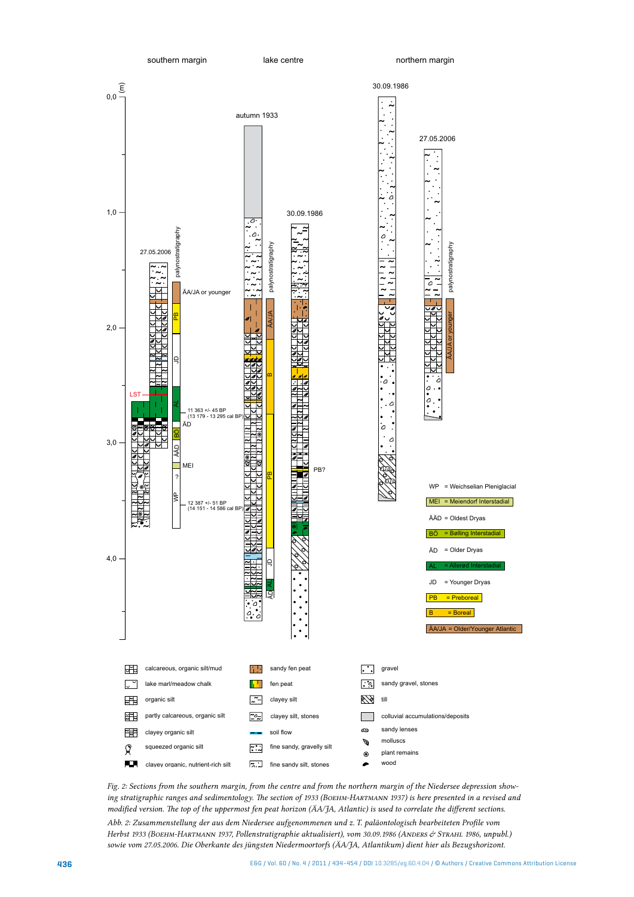*Fig. 2: Sections from the southern margin, from the centre and from the northern margin of the Niedersee depression showing stratigraphic ranges and sedimentology. The section of 1933 (*Boehm-Hartmann *1937) is here presented in a revised and modified version. The top of the uppermost fen peat horizon (ÄA/JA, Atlantic) is used to correlate the different sections.*

*Abb. 2: Zusammenstellung der aus dem Niedersee aufgenommenen und z. T. paläontologisch bearbeiteten Profile vom Herbst 1933 (*Boehm-Hartmann *1937, Pollenstratigraphie aktualisiert), vom 30.09.1986 (*Anders & Strahl *1986, unpubl.) sowie vom 27.05.2006. Die Oberkante des jüngsten Niedermoortorfs (ÄA/JA, Atlantikum) dient hier als Bezugshorizont.*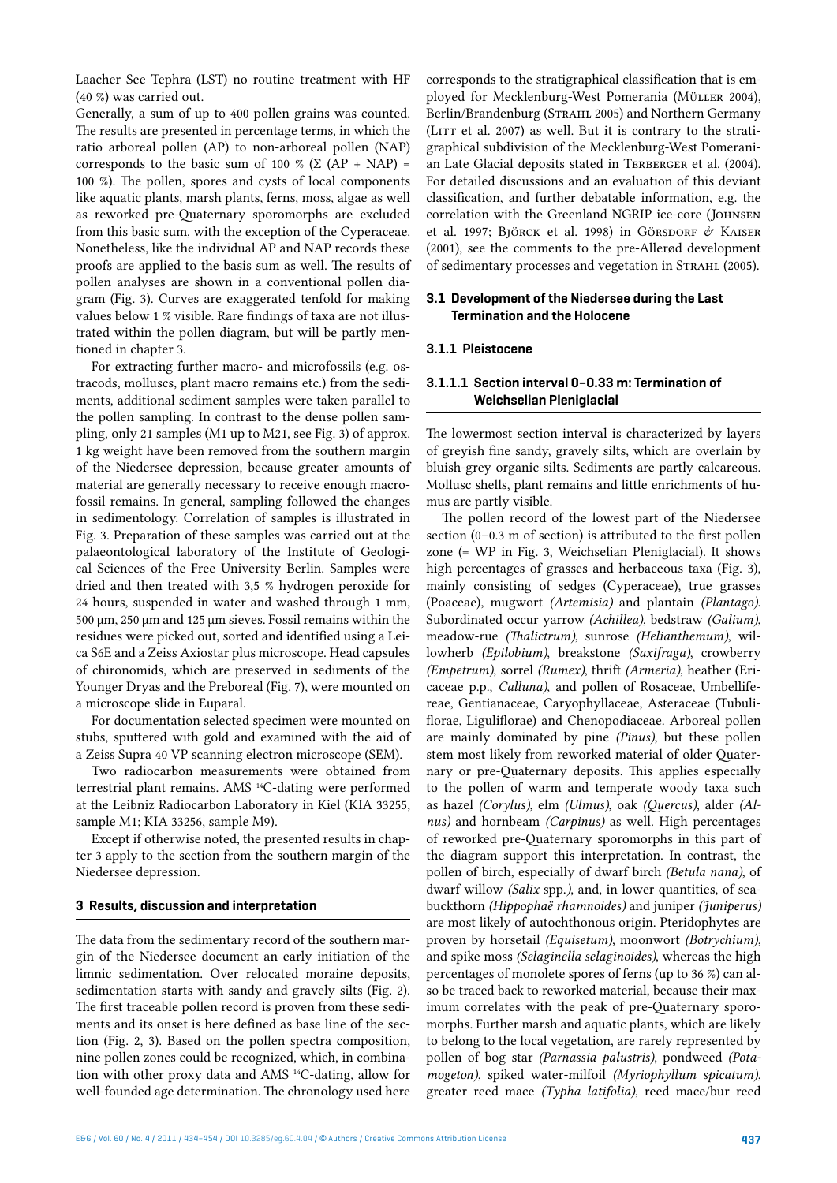Laacher See Tephra (LST) no routine treatment with HF (40 %) was carried out.

Generally, a sum of up to 400 pollen grains was counted. The results are presented in percentage terms, in which the ratio arboreal pollen (AP) to non-arboreal pollen (NAP) corresponds to the basic sum of 100 % (Σ (AP + NAP) = 100 %). The pollen, spores and cysts of local components like aquatic plants, marsh plants, ferns, moss, algae as well as reworked pre-Quaternary sporomorphs are excluded from this basic sum, with the exception of the Cyperaceae. Nonetheless, like the individual AP and NAP records these proofs are applied to the basis sum as well. The results of pollen analyses are shown in a conventional pollen diagram (Fig. 3). Curves are exaggerated tenfold for making values below 1 % visible. Rare findings of taxa are not illustrated within the pollen diagram, but will be partly mentioned in chapter 3.

For extracting further macro- and microfossils (e.g. ostracods, molluscs, plant macro remains etc.) from the sediments, additional sediment samples were taken parallel to the pollen sampling. In contrast to the dense pollen sampling, only 21 samples (M1 up to M21, see Fig. 3) of approx. 1 kg weight have been removed from the southern margin of the Niedersee depression, because greater amounts of material are generally necessary to receive enough macrofossil remains. In general, sampling followed the changes in sedimentology. Correlation of samples is illustrated in Fig. 3. Preparation of these samples was carried out at the palaeontological laboratory of the Institute of Geological Sciences of the Free University Berlin. Samples were dried and then treated with 3,5 % hydrogen peroxide for 24 hours, suspended in water and washed through 1 mm, 500 µm, 250 µm and 125 µm sieves. Fossil remains within the residues were picked out, sorted and identified using a Leica S6E and a Zeiss Axiostar plus microscope. Head capsules of chironomids, which are preserved in sediments of the Younger Dryas and the Preboreal (Fig. 7), were mounted on a microscope slide in Euparal.

For documentation selected specimen were mounted on stubs, sputtered with gold and examined with the aid of a Zeiss Supra 40 VP scanning electron microscope (SEM).

Two radiocarbon measurements were obtained from terrestrial plant remains. AMS $^{14}$C-dating were performed at the Leibniz Radiocarbon Laboratory in Kiel (KIA 33255, sample M1; KIA 33256, sample M9).

Except if otherwise noted, the presented results in chapter 3 apply to the section from the southern margin of the Niedersee depression.

## 3 Results, discussion and interpretation

The data from the sedimentary record of the southern margin of the Niedersee document an early initiation of the limnic sedimentation. Over relocated moraine deposits, sedimentation starts with sandy and gravely silts (Fig. 2). The first traceable pollen record is proven from these sediments and its onset is here defined as base line of the section (Fig. 2, 3). Based on the pollen spectra composition, nine pollen zones could be recognized, which, in combination with other proxy data and AMS $^{14}$C-dating, allow for well-founded age determination. The chronology used here corresponds to the stratigraphical classification that is employed for Mecklenburg-West Pomerania (Müller 2004), Berlin/Brandenburg (Strahl 2005) and Northern Germany (Litt et al. 2007) as well. But it is contrary to the stratigraphical subdivision of the Mecklenburg-West Pomeranian Late Glacial deposits stated in Terberger et al. (2004). For detailed discussions and an evaluation of this deviant classification, and further debatable information, e.g. the correlation with the Greenland NGRIP ice-core (Johnsen et al. 1997; Björck et al. 1998) in Görsdorf & Kaiser (2001), see the comments to the pre-Allerød development of sedimentary processes and vegetation in Strahl (2005).

### 3.1 Development of the Niedersee during the Last Termination and the Holocene

#### 3.1.1 Pleistocene

##### 3.1.1.1 Section interval 0–0.33 m: Termination of Weichselian Pleniglacial

The lowermost section interval is characterized by layers of greyish fine sandy, gravely silts, which are overlain by bluish-grey organic silts. Sediments are partly calcareous. Mollusc shells, plant remains and little enrichments of humus are partly visible.

The pollen record of the lowest part of the Niedersee section (0–0.3 m of section) is attributed to the first pollen zone (= WP in Fig. 3, Weichselian Pleniglacial). It shows high percentages of grasses and herbaceous taxa (Fig. 3), mainly consisting of sedges (Cyperaceae), true grasses (Poaceae), mugwort *(Artemisia)* and plantain *(Plantago)*. Subordinated occur yarrow *(Achillea)*, bedstraw *(Galium)*, meadow-rue *(Thalictrum)*, sunrose *(Helianthemum)*, willowherb *(Epilobium)*, breakstone *(Saxifraga)*, crowberry *(Empetrum)*, sorrel *(Rumex)*, thrift *(Armeria)*, heather (Ericaceae p.p., *Calluna)*, and pollen of Rosaceae, Umbelliferae, Gentianaceae, Caryophyllaceae, Asteraceae (Tubuliflorae, Liguliflorae) and Chenopodiaceae. Arboreal pollen are mainly dominated by pine *(Pinus)*, but these pollen stem most likely from reworked material of older Quaternary or pre-Quaternary deposits. This applies especially to the pollen of warm and temperate woody taxa such as hazel *(Corylus)*, elm *(Ulmus)*, oak *(Quercus)*, alder *(Alnus)* and hornbeam *(Carpinus)* as well. High percentages of reworked pre-Quaternary sporomorphs in this part of the diagram support this interpretation. In contrast, the pollen of birch, especially of dwarf birch *(Betula nana)*, of dwarf willow *(Salix* spp.*)*, and, in lower quantities, of seabuckthorn *(Hippophaë rhamnoides)* and juniper *(Juniperus)* are most likely of autochthonous origin. Pteridophytes are proven by horsetail *(Equisetum)*, moonwort *(Botrychium)*, and spike moss *(Selaginella selaginoides)*, whereas the high percentages of monolete spores of ferns (up to 36 %) can also be traced back to reworked material, because their maximum correlates with the peak of pre-Quaternary sporomorphs. Further marsh and aquatic plants, which are likely to belong to the local vegetation, are rarely represented by pollen of bog star *(Parnassia palustris)*, pondweed *(Potamogeton)*, spiked water-milfoil *(Myriophyllum spicatum)*, greater reed mace *(Typha latifolia)*, reed mace/bur reed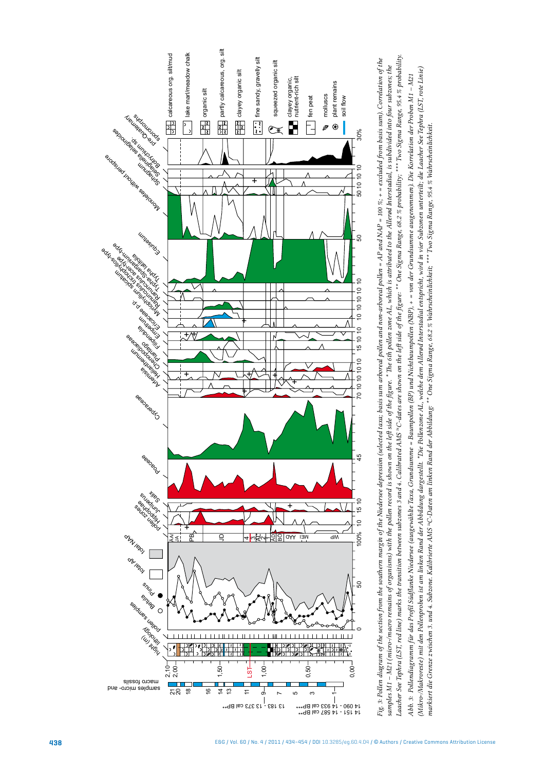*Fig. 3: Pollen diagram of the section from the southern margin of the Niedersee depression (selected taxa; basis sum arboreal pollen and non-arboreal pollen = AP and NAP = 100 %; + = excluded from basis sum). Correlation of the samples M1 – M21 (micro-/macro remains of organisms) with the pollen record is shown on the left side of the figure. * The 6th pollen zone AL, which is attributed to the Allerød Interstadial, is subdivided into four subzones; the Laacher See Tephra (LST, red line) marks the transition between subzones 3 and 4. Calibrated AMS $^{14}$C-dates are shown on the left side of the figure; ** One Sigma Range, 68.2 % probability; *** Two Sigma Range, 95.4 % probability.*

*Abb. 3: Pollendiagramm für das Profil Südflanke Niedersee (ausgewählte Taxa, Grundsumme = Baumpollen (BP) und Nichtbaumpollen (NBP), + = von der Grundsumme ausgenommen). Die Korrelation der Proben M1 – M21 (Mikro-/Makroreste) mit den Pollenproben ist am linken Rand der Abbildung dargestellt. *Die Pollenzone AL, welche dem Allerød Interstadial entspricht, wird in vier Subzonen unterteilt; die Laacher See Tephra (LST, rote Linie) markiert die Grenze zwischen 3. und 4. Subzone. Kalibrierte AMS $^{14}$C-Daten am linken Rand der Abbildung; ** One Sigma Range, 68.2 % Wahrscheinlichkeit; *** Two Sigma Range, 95.4 % Wahrscheinlichkeit.*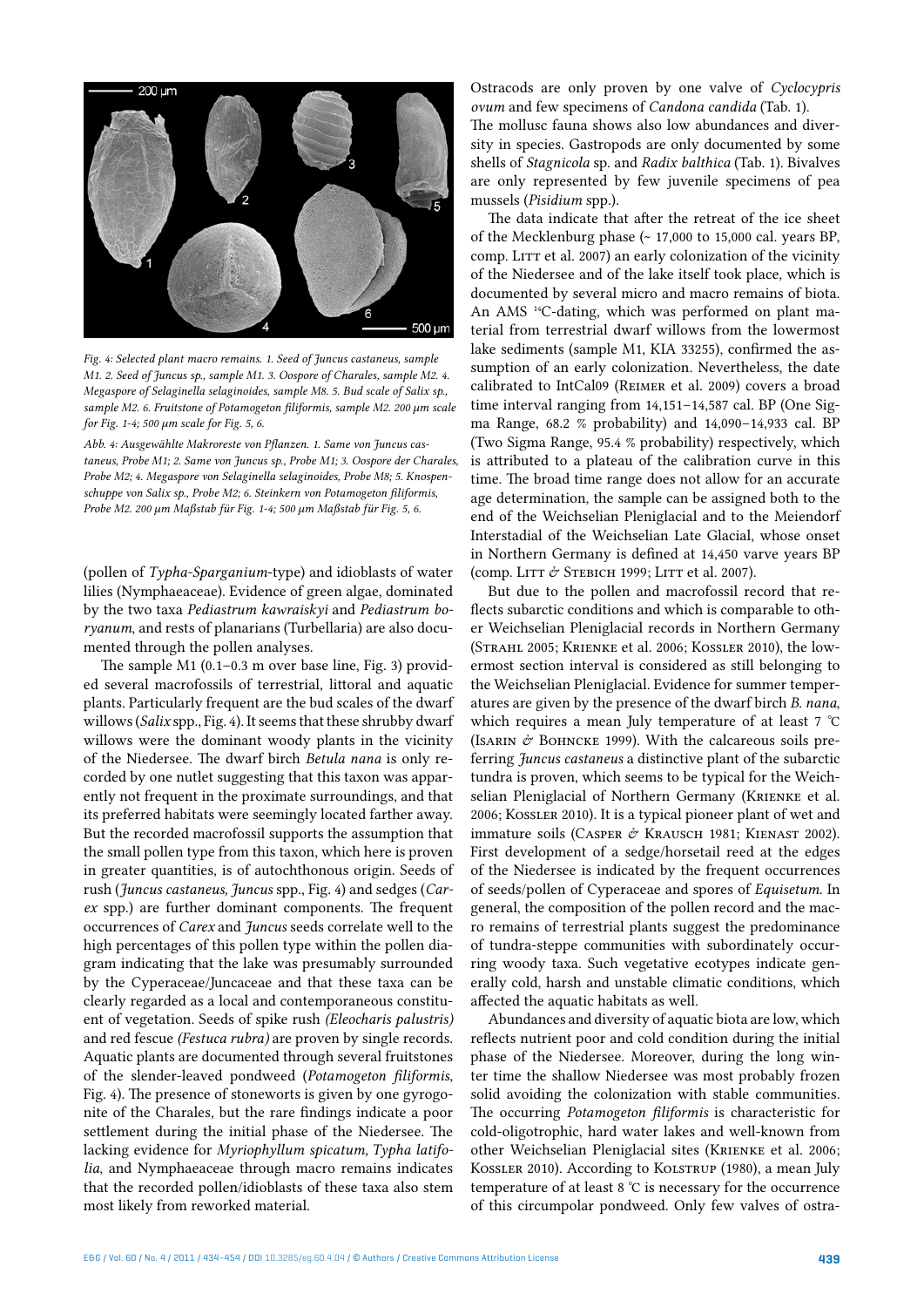Fig. 4: Selected plant macro remains. 1. Seed of *Juncus castaneus*, sample M1. 2. Seed of *Juncus* sp., sample M1. 3. Oospore of Charales, sample M2. 4. Megaspore of *Selaginella selaginoides*, sample M8. 5. Bud scale of *Salix* sp., sample M2. 6. Fruitstone of *Potamogeton filiformis*, sample M2. 200 µm scale for Fig. 1-4; 500 µm scale for Fig. 5, 6.

*Abb. 4: Ausgewählte Makroreste von Pflanzen. 1. Same von Juncus castaneus, Probe M1; 2. Same von Juncus sp., Probe M1; 3. Oospore der Charales, Probe M2; 4. Megaspore von Selaginella selaginoides, Probe M8; 5. Knospenschuppe von Salix sp., Probe M2; 6. Steinkern von Potamogeton filiformis, Probe M2. 200 µm Maßstab für Fig. 1-4; 500 µm Maßstab für Fig. 5, 6.*

(pollen of *Typha-Sparganium*-type) and idioblasts of water lilies (Nymphaeaceae). Evidence of green algae, dominated by the two taxa *Pediastrum kawraiskyi* and *Pediastrum boryanum*, and rests of planarians (Turbellaria) are also documented through the pollen analyses.

The sample M1 (0.1–0.3 m over base line, Fig. 3) provided several macrofossils of terrestrial, littoral and aquatic plants. Particularly frequent are the bud scales of the dwarf willows (*Salix* spp., Fig. 4). It seems that these shrubby dwarf willows were the dominant woody plants in the vicinity of the Niedersee. The dwarf birch *Betula nana* is only recorded by one nutlet suggesting that this taxon was apparently not frequent in the proximate surroundings, and that its preferred habitats were seemingly located farther away. But the recorded macrofossil supports the assumption that the small pollen type from this taxon, which here is proven in greater quantities, is of autochthonous origin. Seeds of rush (*Juncus castaneus, Juncus* spp., Fig. 4) and sedges (*Carex* spp.) are further dominant components. The frequent occurrences of *Carex* and *Juncus* seeds correlate well to the high percentages of this pollen type within the pollen diagram indicating that the lake was presumably surrounded by the Cyperaceae/Juncaceae and that these taxa can be clearly regarded as a local and contemporaneous constituent of vegetation. Seeds of spike rush *(Eleocharis palustris)* and red fescue *(Festuca rubra)* are proven by single records. Aquatic plants are documented through several fruitstones of the slender-leaved pondweed (*Potamogeton filiformis*, Fig. 4). The presence of stoneworts is given by one gyrogonite of the Charales, but the rare findings indicate a poor settlement during the initial phase of the Niedersee. The lacking evidence for *Myriophyllum spicatum, Typha latifolia*, and Nymphaeaceae through macro remains indicates that the recorded pollen/idioblasts of these taxa also stem most likely from reworked material.

Ostracods are only proven by one valve of *Cyclocypris ovum* and few specimens of *Candona candida* (Tab. 1).

The mollusc fauna shows also low abundances and diversity in species. Gastropods are only documented by some shells of *Stagnicola* sp. and *Radix balthica* (Tab. 1). Bivalves are only represented by few juvenile specimens of pea mussels (*Pisidium* spp.).

The data indicate that after the retreat of the ice sheet of the Mecklenburg phase (~ 17,000 to 15,000 cal. years BP, comp. Litt et al. 2007) an early colonization of the vicinity of the Niedersee and of the lake itself took place, which is documented by several micro and macro remains of biota. An AMS $^{14}$C-dating, which was performed on plant material from terrestrial dwarf willows from the lowermost lake sediments (sample M1, KIA 33255), confirmed the assumption of an early colonization. Nevertheless, the date calibrated to IntCal09 (Reimer et al. 2009) covers a broad time interval ranging from 14,151–14,587 cal. BP (One Sigma Range, 68.2 % probability) and 14,090–14,933 cal. BP (Two Sigma Range, 95.4 % probability) respectively, which is attributed to a plateau of the calibration curve in this time. The broad time range does not allow for an accurate age determination, the sample can be assigned both to the end of the Weichselian Pleniglacial and to the Meiendorf Interstadial of the Weichselian Late Glacial, whose onset in Northern Germany is defined at 14,450 varve years BP (comp. Litt & Stebich 1999; Litt et al. 2007).

But due to the pollen and macrofossil record that reflects subarctic conditions and which is comparable to other Weichselian Pleniglacial records in Northern Germany (Strahl 2005; Krienke et al. 2006; Kossler 2010), the lowermost section interval is considered as still belonging to the Weichselian Pleniglacial. Evidence for summer temperatures are given by the presence of the dwarf birch *B. nana*, which requires a mean July temperature of at least 7 °C (Isarin & Bohncke 1999). With the calcareous soils preferring *Juncus castaneus* a distinctive plant of the subarctic tundra is proven, which seems to be typical for the Weichselian Pleniglacial of Northern Germany (Krienke et al. 2006; Kossler 2010). It is a typical pioneer plant of wet and immature soils (Casper & Krausch 1981; Kienast 2002). First development of a sedge/horsetail reed at the edges of the Niedersee is indicated by the frequent occurrences of seeds/pollen of Cyperaceae and spores of *Equisetum*. In general, the composition of the pollen record and the macro remains of terrestrial plants suggest the predominance of tundra-steppe communities with subordinately occurring woody taxa. Such vegetative ecotypes indicate generally cold, harsh and unstable climatic conditions, which affected the aquatic habitats as well.

Abundances and diversity of aquatic biota are low, which reflects nutrient poor and cold condition during the initial phase of the Niedersee. Moreover, during the long winter time the shallow Niedersee was most probably frozen solid avoiding the colonization with stable communities. The occurring *Potamogeton filiformis* is characteristic for cold-oligotrophic, hard water lakes and well-known from other Weichselian Pleniglacial sites (Krienke et al. 2006; Kossler 2010). According to Kolstrup (1980), a mean July temperature of at least 8 °C is necessary for the occurrence of this circumpolar pondweed. Only few valves of ostra-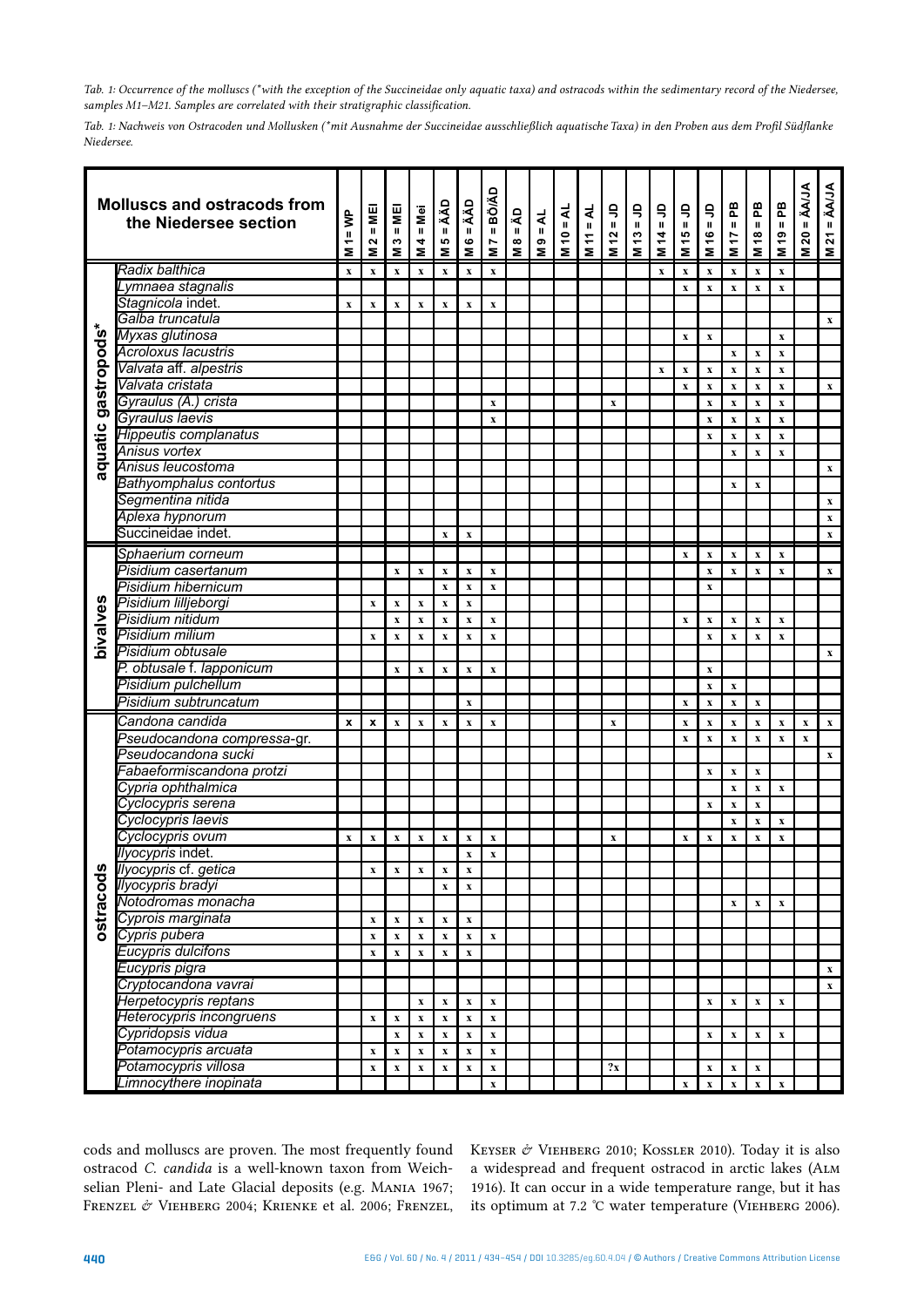*Tab. 1: Occurrence of the molluscs (*with the exception of the Succineidae only aquatic taxa) and ostracods within the sedimentary record of the Niedersee, samples M1–M21. Samples are correlated with their stratigraphic classification.*

*Tab. 1: Nachweis von Ostracoden und Mollusken (*mit Ausnahme der Succineidae ausschließlich aquatische Taxa) in den Proben aus dem Profil Südflanke Niedersee.*

| Molluscs and ostracods from the Niedersee section | | M 1 = WP | M 2 = MEI | M 3 = MEI | M 4 = Mei | M 5 = ÄÄD | M 6 = ÄÄD | M 7 = BÖ/ÄD | M 8 = ÄD | M 9 = AL | M 10 = AL | M 11 = AL | M 12 = JD | M 13 = JD | M 14 = JD | M 15 = JD | M 16 = JD | M 17 = PB | M 18 = PB | M 19 = PB | M 20 = ÄA/JA | M 21 = ÄA/JA |
|---|---|---|---|---|---|---|---|---|---|---|---|---|---|---|---|---|---|---|---|---|---|---|
| aquatic gastropods* | *Radix balthica* | x | x | x | x | x | x | x | | | | | | | x | x | x | x | x | x | | |
| | *Lymnaea stagnalis* | | | | | | | | | | | | | | | x | x | x | x | x | | |
| | *Stagnicola* indet. | x | x | x | x | x | x | x | | | | | | | | | | | | | | |
| | *Galba truncatula* | | | | | | | | | | | | | | | | | | | | | x |
| | *Myxas glutinosa* | | | | | | | | | | | | | | | x | x | | | x | | |
| | *Acroloxus lacustris* | | | | | | | | | | | | | | | | | x | x | x | | |
| | *Valvata* aff. *alpestris* | | | | | | | | | | | | | | x | x | x | x | x | x | | |
| | *Valvata cristata* | | | | | | | | | | | | | | | x | x | x | x | x | | x |
| | *Gyraulus (A.) crista* | | | | | | | x | | | | | x | | | | x | x | x | x | | |
| | *Gyraulus laevis* | | | | | | | x | | | | | | | | | x | x | x | x | | |
| | *Hippeutis complanatus* | | | | | | | | | | | | | | | | x | x | x | x | | |
| | *Anisus vortex* | | | | | | | | | | | | | | | | | x | x | x | | |
| | *Anisus leucostoma* | | | | | | | | | | | | | | | | | | | | | x |
| | *Bathyomphalus contortus* | | | | | | | | | | | | | | | | | x | x | | | |
| | *Segmentina nitida* | | | | | | | | | | | | | | | | | | | | | x |
| | *Aplexa hypnorum* | | | | | | | | | | | | | | | | | | | | | x |
| | Succineidae indet. | | | | | x | x | | | | | | | | | | | | | | | x |
| bivalves | *Sphaerium corneum* | | | | | | | | | | | | | | | x | x | x | x | x | | |
| | *Pisidium casertanum* | | | x | x | x | x | x | | | | | | | | | x | x | x | x | | x |
| | *Pisidium hibernicum* | | | | | x | x | x | | | | | | | | | x | | | | | |
| | *Pisidium lilljeborgi* | | x | x | x | x | x | | | | | | | | | | | | | | | |
| | *Pisidium nitidum* | | | x | x | x | x | x | | | | | | | | x | x | x | x | x | | |
| | *Pisidium milium* | | x | x | x | x | x | x | | | | | | | | | x | x | x | x | | |
| | *Pisidium obtusale* | | | | | | | | | | | | | | | | | | | | | x |
| | *P. obtusale* f. *lapponicum* | | | x | x | x | x | x | | | | | | | | | x | | | | | |
| | *Pisidium pulchellum* | | | | | | | | | | | | | | | | x | x | | | | |
| | *Pisidium subtruncatum* | | | | | | x | | | | | | | | | x | x | x | x | | | |
| ostracods | *Candona candida* | x | x | x | x | x | x | x | | | | | x | | | x | x | x | x | x | x | x |
| | *Pseudocandona compressa*-gr. | | | | | | | | | | | | | | | x | x | x | x | x | x | |
| | *Pseudocandona sucki* | | | | | | | | | | | | | | | | | | | | | x |
| | *Fabaeformiscandona protzi* | | | | | | | | | | | | | | | | x | x | x | | | |
| | *Cypria ophthalmica* | | | | | | | | | | | | | | | | | x | x | x | | |
| | *Cyclocypris serena* | | | | | | | | | | | | | | | | x | x | x | | | |
| | *Cyclocypris laevis* | | | | | | | | | | | | | | | | | x | x | x | | |
| | *Cyclocypris ovum* | x | x | x | x | x | x | x | | | | | x | | | x | x | x | x | x | | |
| | *Ilyocypris* indet. | | | | | | x | x | | | | | | | | | | | | | | |
| | *Ilyocypris* cf. *getica* | | x | x | x | x | x | | | | | | | | | | | | | | | |
| | *Ilyocypris bradyi* | | | | | x | x | | | | | | | | | | | | | | | |
| | *Notodromas monacha* | | | | | | | | | | | | | | | | | x | x | x | | |
| | *Cyprois marginata* | | x | x | x | x | x | | | | | | | | | | | | | | | |
| | *Cypris pubera* | | x | x | x | x | x | x | | | | | | | | | | | | | | |
| | *Eucypris dulcifons* | | x | x | x | x | x | | | | | | | | | | | | | | | |
| | *Eucypris pigra* | | | | | | | | | | | | | | | | | | | | | x |
| | *Cryptocandona vavrai* | | | | | | | | | | | | | | | | | | | | | x |
| | *Herpetocypris reptans* | | | | x | x | x | x | | | | | | | | | x | x | x | x | | |
| | *Heterocypris incongruens* | | x | x | x | x | x | x | | | | | | | | | | | | | | |
| | *Cypridopsis vidua* | | | x | x | x | x | x | | | | | | | | | x | x | x | x | | |
| | *Potamocypris arcuata* | | x | x | x | x | x | x | | | | | | | | | | | | | | |
| | *Potamocypris villosa* | | x | x | x | x | x | x | | | | | ?x | | | | x | x | x | | | |
| | *Limnocythere inopinata* | | | | | | | x | | | | | | | | x | x | x | x | x | | |

cods and molluscs are proven. The most frequently found ostracod *C. candida* is a well-known taxon from Weichselian Pleni- and Late Glacial deposits (e.g. Mania 1967; Frenzel & Viehberg 2004; Krienke et al. 2006; Frenzel, Keyser & Viehberg 2010; Kossler 2010). Today it is also a widespread and frequent ostracod in arctic lakes (Alm 1916). It can occur in a wide temperature range, but it has its optimum at 7.2 °C water temperature (Viehberg 2006).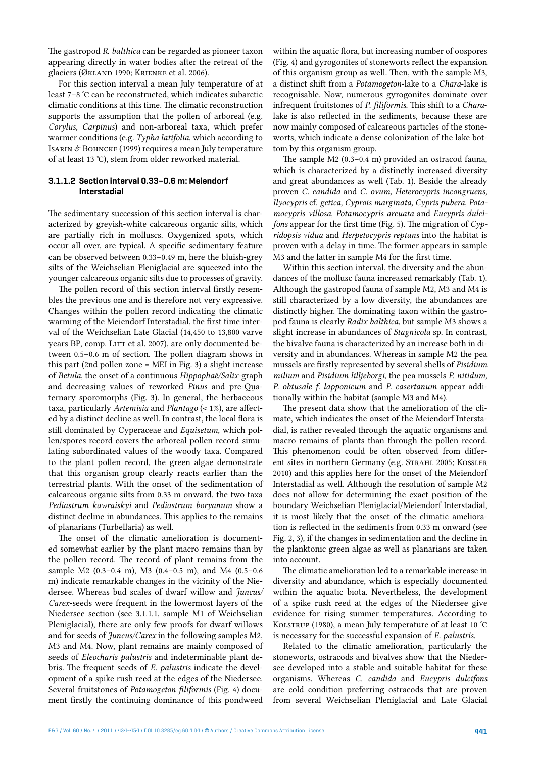The gastropod *R. balthica* can be regarded as pioneer taxon appearing directly in water bodies after the retreat of the glaciers (Økland 1990; Krienke et al. 2006).

For this section interval a mean July temperature of at least 7–8 °C can be reconstructed, which indicates subarctic climatic conditions at this time. The climatic reconstruction supports the assumption that the pollen of arboreal (e.g. *Corylus, Carpinus*) and non-arboreal taxa, which prefer warmer conditions (e.g. *Typha latifolia*, which according to Isarin & Bohncke (1999) requires a mean July temperature of at least 13 °C), stem from older reworked material.

#### 3.1.1.2 Section interval 0.33–0.6 m: Meiendorf Interstadial

The sedimentary succession of this section interval is characterized by greyish-white calcareous organic silts, which are partially rich in molluscs. Oxygenized spots, which occur all over, are typical. A specific sedimentary feature can be observed between 0.33–0.49 m, here the bluish-grey silts of the Weichselian Pleniglacial are squeezed into the younger calcareous organic silts due to processes of gravity.

The pollen record of this section interval firstly resembles the previous one and is therefore not very expressive. Changes within the pollen record indicating the climatic warming of the Meiendorf Interstadial, the first time interval of the Weichselian Late Glacial (14,450 to 13,800 varve years BP, comp. Litt et al. 2007), are only documented between 0.5–0.6 m of section. The pollen diagram shows in this part (2nd pollen zone = MEI in Fig. 3) a slight increase of *Betula*, the onset of a continuous *Hippophaë/Salix*-graph and decreasing values of reworked *Pinus* and pre-Quaternary sporomorphs (Fig. 3). In general, the herbaceous taxa, particularly *Artemisia* and *Plantago* (< 1%), are affected by a distinct decline as well. In contrast, the local flora is still dominated by Cyperaceae and *Equisetum*, which pollen/spores record covers the arboreal pollen record simulating subordinated values of the woody taxa. Compared to the plant pollen record, the green algae demonstrate that this organism group clearly reacts earlier than the terrestrial plants. With the onset of the sedimentation of calcareous organic silts from 0.33 m onward, the two taxa *Pediastrum kawraiskyi* and *Pediastrum boryanum* show a distinct decline in abundances. This applies to the remains of planarians (Turbellaria) as well.

The onset of the climatic amelioration is documented somewhat earlier by the plant macro remains than by the pollen record. The record of plant remains from the sample M2 (0.3–0.4 m), M3 (0.4–0.5 m), and M4 (0.5–0.6 m) indicate remarkable changes in the vicinity of the Niedersee. Whereas bud scales of dwarf willow and *Juncus/Carex*-seeds were frequent in the lowermost layers of the Niedersee section (see 3.1.1.1, sample M1 of Weichselian Pleniglacial), there are only few proofs for dwarf willows and for seeds of *Juncus/Carex* in the following samples M2, M3 and M4. Now, plant remains are mainly composed of seeds of *Eleocharis palustris* and indeterminable plant debris. The frequent seeds of *E. palustris* indicate the development of a spike rush reed at the edges of the Niedersee. Several fruitstones of *Potamogeton filiformis* (Fig. 4) document firstly the continuing dominance of this pondweed within the aquatic flora, but increasing number of oospores (Fig. 4) and gyrogonites of stoneworts reflect the expansion of this organism group as well. Then, with the sample M3, a distinct shift from a *Potamogeton*-lake to a *Chara*-lake is recognisable. Now, numerous gyrogonites dominate over infrequent fruitstones of *P. filiformis*. This shift to a *Chara*-lake is also reflected in the sediments, because these are now mainly composed of calcareous particles of the stoneworts, which indicate a dense colonization of the lake bottom by this organism group.

The sample M2 (0.3–0.4 m) provided an ostracod fauna, which is characterized by a distinctly increased diversity and great abundances as well (Tab. 1). Beside the already proven *C. candida* and *C. ovum, Heterocypris incongruens, Ilyocypris* cf. *getica, Cyprois marginata, Cypris pubera, Potamocypris villosa, Potamocypris arcuata* and *Eucypris dulcifons* appear for the first time (Fig. 5). The migration of *Cypridopsis vidua* and *Herpetocypris reptans* into the habitat is proven with a delay in time. The former appears in sample M3 and the latter in sample M4 for the first time.

Within this section interval, the diversity and the abundances of the mollusc fauna increased remarkably (Tab. 1). Although the gastropod fauna of sample M2, M3 and M4 is still characterized by a low diversity, the abundances are distinctly higher. The dominating taxon within the gastropod fauna is clearly *Radix balthica*, but sample M3 shows a slight increase in abundances of *Stagnicola* sp. In contrast, the bivalve fauna is characterized by an increase both in diversity and in abundances. Whereas in sample M2 the pea mussels are firstly represented by several shells of *Pisidium milium* and *Pisidium lilljeborgi*, the pea mussels *P. nitidum, P. obtusale f. lapponicum* and *P. casertanum* appear additionally within the habitat (sample M3 and M4).

The present data show that the amelioration of the climate, which indicates the onset of the Meiendorf Interstadial, is rather revealed through the aquatic organisms and macro remains of plants than through the pollen record. This phenomenon could be often observed from different sites in northern Germany (e.g. Strahl 2005; Kossler 2010) and this applies here for the onset of the Meiendorf Interstadial as well. Although the resolution of sample M2 does not allow for determining the exact position of the boundary Weichselian Pleniglacial/Meiendorf Interstadial, it is most likely that the onset of the climatic amelioration is reflected in the sediments from 0.33 m onward (see Fig. 2, 3), if the changes in sedimentation and the decline in the planktonic green algae as well as planarians are taken into account.

The climatic amelioration led to a remarkable increase in diversity and abundance, which is especially documented within the aquatic biota. Nevertheless, the development of a spike rush reed at the edges of the Niedersee give evidence for rising summer temperatures. According to Kolstrup (1980), a mean July temperature of at least 10 °C is necessary for the successful expansion of *E. palustris.*

Related to the climatic amelioration, particularly the stoneworts, ostracods and bivalves show that the Niedersee developed into a stable and suitable habitat for these organisms. Whereas *C. candida* and *Eucypris dulcifons* are cold condition preferring ostracods that are proven from several Weichselian Pleniglacial and Late Glacial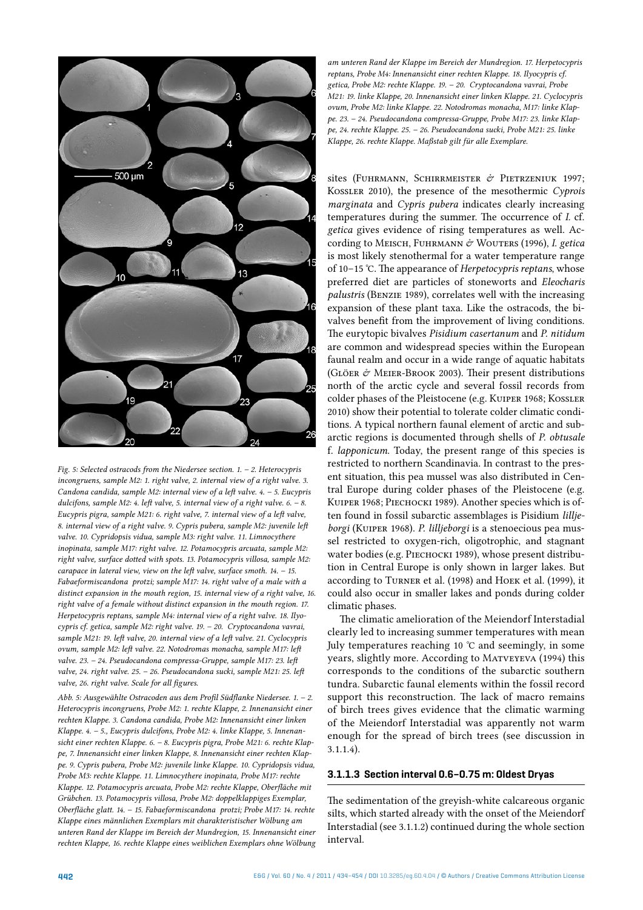*Fig. 5: Selected ostracods from the Niedersee section. 1. – 2. Heterocypris incongruens, sample M2: 1. right valve, 2. internal view of a right valve. 3. Candona candida, sample M2: internal view of a left valve. 4. – 5. Eucypris dulcifons, sample M2: 4. left valve, 5. internal view of a right valve. 6. – 8. Eucypris pigra, sample M21: 6. right valve, 7. internal view of a left valve, 8. internal view of a right valve. 9. Cypris pubera, sample M2: juvenile left valve. 10. Cypridopsis vidua, sample M3: right valve. 11. Limnocythere inopinata, sample M17: right valve. 12. Potamocypris arcuata, sample M2: right valve, surface dotted with spots. 13. Potamocypris villosa, sample M2: carapace in lateral view, view on the left valve, surface smoth. 14. – 15. Fabaeformiscandona protzi; sample M17: 14. right valve of a male with a distinct expansion in the mouth region, 15. internal view of a right valve, 16. right valve of a female without distinct expansion in the mouth region. 17. Herpetocypris reptans, sample M4: internal view of a right valve. 18. Ilyocypris cf. getica, sample M2: right valve. 19. – 20. Cryptocandona vavrai, sample M21: 19. left valve, 20. internal view of a left valve. 21. Cyclocypris ovum, sample M2: left valve. 22. Notodromas monacha, sample M17: left valve. 23. – 24. Pseudocandona compressa-Gruppe, sample M17: 23. left valve, 24. right valve. 25. – 26. Pseudocandona sucki, sample M21: 25. left valve, 26. right valve. Scale for all figures.*

*Abb. 5: Ausgewählte Ostracoden aus dem Profil Südflanke Niedersee. 1. – 2. Heterocypris incongruens, Probe M2: 1. rechte Klappe, 2. Innenansicht einer rechten Klappe. 3. Candona candida, Probe M2: Innenansicht einer linken Klappe. 4. – 5., Eucypris dulcifons, Probe M2: 4. linke Klappe, 5. Innenansicht einer rechten Klappe. 6. – 8. Eucypris pigra, Probe M21: 6. rechte Klappe, 7. Innenansicht einer linken Klappe, 8. Innenansicht einer rechten Klappe. 9. Cypris pubera, Probe M2: juvenile linke Klappe. 10. Cypridopsis vidua, Probe M3: rechte Klappe. 11. Limnocythere inopinata, Probe M17: rechte Klappe. 12. Potamocypris arcuata, Probe M2: rechte Klappe, Oberfläche mit Grübchen. 13. Potamocypris villosa, Probe M2: doppelklappiges Exemplar, Oberfläche glatt. 14. – 15. Fabaeformiscandona protzi; Probe M17: 14. rechte Klappe eines männlichen Exemplars mit charakteristischer Wölbung am unteren Rand der Klappe im Bereich der Mundregion, 15. Innenansicht einer rechten Klappe, 16. rechte Klappe eines weiblichen Exemplars ohne Wölbung am unteren Rand der Klappe im Bereich der Mundregion. 17. Herpetocypris reptans, Probe M4: Innenansicht einer rechten Klappe. 18. Ilyocypris cf. getica, Probe M2: rechte Klappe. 19. – 20. Cryptocandona vavrai, Probe M21: 19. linke Klappe, 20. Innenansicht einer linken Klappe. 21. Cyclocypris ovum, Probe M2: linke Klappe. 22. Notodromas monacha, M17: linke Klappe. 23. – 24. Pseudocandona compressa-Gruppe, Probe M17: 23. linke Klappe, 24. rechte Klappe. 25. – 26. Pseudocandona sucki, Probe M21: 25. linke Klappe, 26. rechte Klappe. Maßstab gilt für alle Exemplare.*

sites (Fuhrmann, Schirrmeister & Pietrzeniuk 1997; Kossler 2010), the presence of the mesothermic *Cyprois marginata* and *Cypris pubera* indicates clearly increasing temperatures during the summer. The occurrence of *I.* cf. *getica* gives evidence of rising temperatures as well. According to Meisch, Fuhrmann & Wouters (1996), *I. getica* is most likely stenothermal for a water temperature range of 10–15 °C. The appearance of *Herpetocypris reptans*, whose preferred diet are particles of stoneworts and *Eleocharis palustris* (Benzie 1989), correlates well with the increasing expansion of these plant taxa. Like the ostracods, the bivalves benefit from the improvement of living conditions. The eurytopic bivalves *Pisidium casertanum* and *P. nitidum* are common and widespread species within the European faunal realm and occur in a wide range of aquatic habitats (Glöer & Meier-Brook 2003). Their present distributions north of the arctic cycle and several fossil records from colder phases of the Pleistocene (e.g. Kuiper 1968; Kossler 2010) show their potential to tolerate colder climatic conditions. A typical northern faunal element of arctic and subarctic regions is documented through shells of *P. obtusale* f. *lapponicum*. Today, the present range of this species is restricted to northern Scandinavia. In contrast to the present situation, this pea mussel was also distributed in Central Europe during colder phases of the Pleistocene (e.g. Kuiper 1968; Piechocki 1989). Another species which is often found in fossil subarctic assemblages is Pisidium *lilljeborgi* (Kuiper 1968). *P. lilljeborgi* is a stenoecious pea mussel restricted to oxygen-rich, oligotrophic, and stagnant water bodies (e.g. Piechocki 1989), whose present distribution in Central Europe is only shown in larger lakes. But according to Turner et al. (1998) and Hoek et al. (1999), it could also occur in smaller lakes and ponds during colder climatic phases.

The climatic amelioration of the Meiendorf Interstadial clearly led to increasing summer temperatures with mean July temperatures reaching 10 °C and seemingly, in some years, slightly more. According to Matveyeva (1994) this corresponds to the conditions of the subarctic southern tundra. Subarctic faunal elements within the fossil record support this reconstruction. The lack of macro remains of birch trees gives evidence that the climatic warming of the Meiendorf Interstadial was apparently not warm enough for the spread of birch trees (see discussion in 3.1.1.4).

### 3.1.1.3 Section interval 0.6–0.75 m: Oldest Dryas

The sedimentation of the greyish-white calcareous organic silts, which started already with the onset of the Meiendorf Interstadial (see 3.1.1.2) continued during the whole section interval.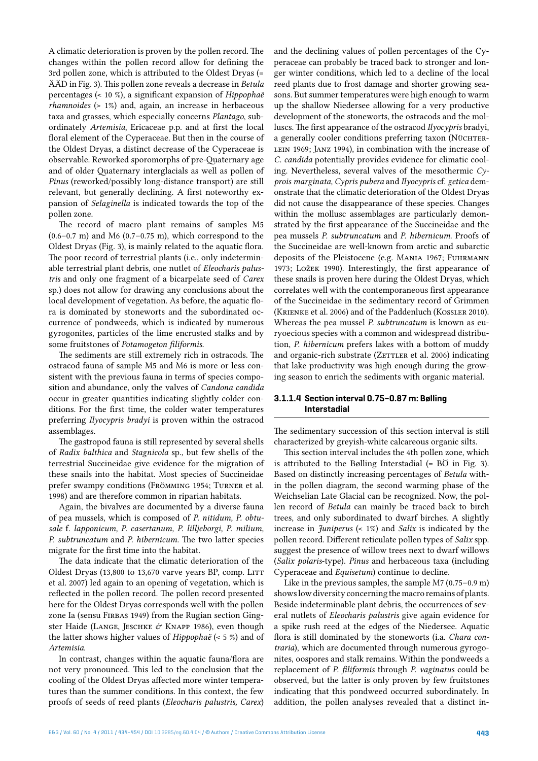A climatic deterioration is proven by the pollen record. The changes within the pollen record allow for defining the 3rd pollen zone, which is attributed to the Oldest Dryas (= ÄÄD in Fig. 3). This pollen zone reveals a decrease in *Betula* percentages (< 10 %), a significant expansion of *Hippophaë rhamnoides* (> 1%) and, again, an increase in herbaceous taxa and grasses, which especially concerns *Plantago*, subordinately *Artemisia*, Ericaceae p.p. and at first the local floral element of the Cyperaceae. But then in the course of the Oldest Dryas, a distinct decrease of the Cyperaceae is observable. Reworked sporomorphs of pre-Quaternary age and of older Quaternary interglacials as well as pollen of *Pinus* (reworked/possibly long-distance transport) are still relevant, but generally declining. A first noteworthy expansion of *Selaginella* is indicated towards the top of the pollen zone.

The record of macro plant remains of samples M5 (0.6–0.7 m) and M6 (0.7–0.75 m), which correspond to the Oldest Dryas (Fig. 3), is mainly related to the aquatic flora. The poor record of terrestrial plants (i.e., only indeterminable terrestrial plant debris, one nutlet of *Eleocharis palustris* and only one fragment of a bicarpelate seed of *Carex* sp.) does not allow for drawing any conclusions about the local development of vegetation. As before, the aquatic flora is dominated by stoneworts and the subordinated occurrence of pondweeds, which is indicated by numerous gyrogonites, particles of the lime encrusted stalks and by some fruitstones of *Potamogeton filiformis*.

The sediments are still extremely rich in ostracods. The ostracod fauna of sample M5 and M6 is more or less consistent with the previous fauna in terms of species composition and abundance, only the valves of *Candona candida* occur in greater quantities indicating slightly colder conditions. For the first time, the colder water temperatures preferring *Ilyocypris bradyi* is proven within the ostracod assemblages.

The gastropod fauna is still represented by several shells of *Radix balthica* and *Stagnicola* sp., but few shells of the terrestrial Succineidae give evidence for the migration of these snails into the habitat. Most species of Succineidae prefer swampy conditions (Frömming 1954; Turner et al. 1998) and are therefore common in riparian habitats.

Again, the bivalves are documented by a diverse fauna of pea mussels, which is composed of *P. nitidum*, *P. obtusale* f. *lapponicum*, *P. casertanum*, *P. lilljeborgi*, *P. milium*, *P. subtruncatum* and *P. hibernicum*. The two latter species migrate for the first time into the habitat.

The data indicate that the climatic deterioration of the Oldest Dryas (13,800 to 13,670 varve years BP, comp. Litt et al. 2007) led again to an opening of vegetation, which is reflected in the pollen record. The pollen record presented here for the Oldest Dryas corresponds well with the pollen zone Ia (sensu Firbas 1949) from the Rugian section Gingster Haide (Lange, Jeschke & Knapp 1986), even though the latter shows higher values of *Hippophaë* (< 5 %) and of *Artemisia*.

In contrast, changes within the aquatic fauna/flora are not very pronounced. This led to the conclusion that the cooling of the Oldest Dryas affected more winter temperatures than the summer conditions. In this context, the few proofs of seeds of reed plants (*Eleocharis palustris*, *Carex*) and the declining values of pollen percentages of the Cyperaceae can probably be traced back to stronger and longer winter conditions, which led to a decline of the local reed plants due to frost damage and shorter growing seasons. But summer temperatures were high enough to warm up the shallow Niedersee allowing for a very productive development of the stoneworts, the ostracods and the molluscs. The first appearance of the ostracod *Ilyocypris* bradyi, a generally cooler conditions preferring taxon (Nüchterlein 1969; Janz 1994), in combination with the increase of *C. candida* potentially provides evidence for climatic cooling. Nevertheless, several valves of the mesothermic *Cyprois marginata*, *Cypris pubera* and *Ilyocypris* cf. *getica* demonstrate that the climatic deterioration of the Oldest Dryas did not cause the disappearance of these species. Changes within the mollusc assemblages are particularly demonstrated by the first appearance of the Succineidae and the pea mussels *P. subtruncatum* and *P. hibernicum*. Proofs of the Succineidae are well-known from arctic and subarctic deposits of the Pleistocene (e.g. Mania 1967; Fuhrmann 1973; Ložek 1990). Interestingly, the first appearance of these snails is proven here during the Oldest Dryas, which correlates well with the contemporaneous first appearance of the Succineidae in the sedimentary record of Grimmen (Krienke et al. 2006) and of the Paddenluch (Kossler 2010). Whereas the pea mussel *P. subtruncatum* is known as euryoecious species with a common and widespread distribution, *P. hibernicum* prefers lakes with a bottom of muddy and organic-rich substrate (Zettler et al. 2006) indicating that lake productivity was high enough during the growing season to enrich the sediments with organic material.

#### 3.1.1.4 Section interval 0.75–0.87 m: Bølling Interstadial

The sedimentary succession of this section interval is still characterized by greyish-white calcareous organic silts.

This section interval includes the 4th pollen zone, which is attributed to the Bølling Interstadial (= BÖ in Fig. 3). Based on distinctly increasing percentages of *Betula* within the pollen diagram, the second warming phase of the Weichselian Late Glacial can be recognized. Now, the pollen record of *Betula* can mainly be traced back to birch trees, and only subordinated to dwarf birches. A slightly increase in *Juniperus* (< 1%) and *Salix* is indicated by the pollen record. Different reticulate pollen types of *Salix* spp. suggest the presence of willow trees next to dwarf willows (*Salix polaris*-type). *Pinus* and herbaceous taxa (including Cyperaceae and *Equisetum*) continue to decline.

Like in the previous samples, the sample M7 (0.75–0.9 m) shows low diversity concerning the macro remains of plants. Beside indeterminable plant debris, the occurrences of several nutlets of *Eleocharis palustris* give again evidence for a spike rush reed at the edges of the Niedersee. Aquatic flora is still dominated by the stoneworts (i.a. *Chara contraria*), which are documented through numerous gyrogonites, oospores and stalk remains. Within the pondweeds a replacement of *P. filiformis* through *P. vaginatus* could be observed, but the latter is only proven by few fruitstones indicating that this pondweed occurred subordinately. In addition, the pollen analyses revealed that a distinct in-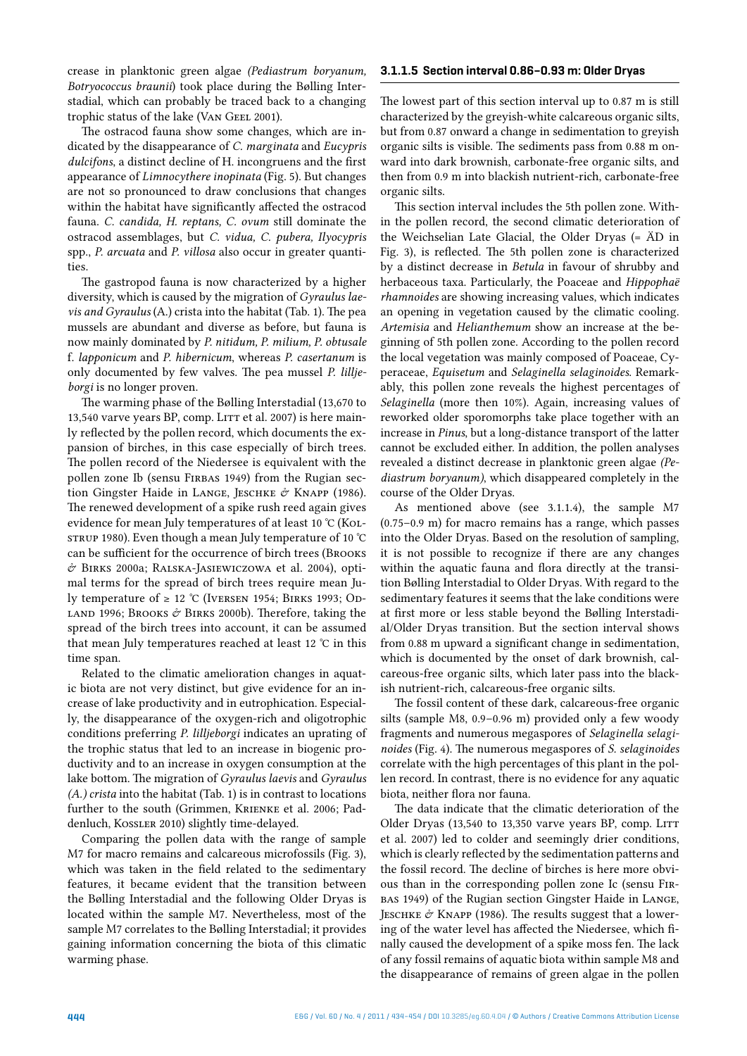crease in planktonic green algae *(Pediastrum boryanum, Botryococcus braunii)* took place during the Bølling Interstadial, which can probably be traced back to a changing trophic status of the lake (Van Geel 2001).

The ostracod fauna show some changes, which are indicated by the disappearance of *C. marginata* and *Eucypris dulcifons*, a distinct decline of H. incongruens and the first appearance of *Limnocythere inopinata* (Fig. 5). But changes are not so pronounced to draw conclusions that changes within the habitat have significantly affected the ostracod fauna. *C. candida, H. reptans, C. ovum* still dominate the ostracod assemblages, but *C. vidua, C. pubera, Ilyocypris* spp., *P. arcuata* and *P. villosa* also occur in greater quantities.

The gastropod fauna is now characterized by a higher diversity, which is caused by the migration of *Gyraulus laevis and Gyraulus* (A.) crista into the habitat (Tab. 1). The pea mussels are abundant and diverse as before, but fauna is now mainly dominated by *P. nitidum, P. milium, P. obtusale* f. *lapponicum* and *P. hibernicum*, whereas *P. casertanum* is only documented by few valves. The pea mussel *P. lilljeborgi* is no longer proven.

The warming phase of the Bølling Interstadial (13,670 to 13,540 varve years BP, comp. Litt et al. 2007) is here mainly reflected by the pollen record, which documents the expansion of birches, in this case especially of birch trees. The pollen record of the Niedersee is equivalent with the pollen zone Ib (sensu Firbas 1949) from the Rugian section Gingster Haide in Lange, Jeschke & Knapp (1986). The renewed development of a spike rush reed again gives evidence for mean July temperatures of at least 10 °C (Kolstrup 1980). Even though a mean July temperature of 10 °C can be sufficient for the occurrence of birch trees (Brooks & Birks 2000a; Ralska-Jasiewiczowa et al. 2004), optimal terms for the spread of birch trees require mean July temperature of ≥ 12 °C (Iversen 1954; Birks 1993; Odland 1996; Brooks & Birks 2000b). Therefore, taking the spread of the birch trees into account, it can be assumed that mean July temperatures reached at least 12 °C in this time span.

Related to the climatic amelioration changes in aquatic biota are not very distinct, but give evidence for an increase of lake productivity and in eutrophication. Especially, the disappearance of the oxygen-rich and oligotrophic conditions preferring *P. lilljeborgi* indicates an uprating of the trophic status that led to an increase in biogenic productivity and to an increase in oxygen consumption at the lake bottom. The migration of *Gyraulus laevis* and *Gyraulus (A.) crista* into the habitat (Tab. 1) is in contrast to locations further to the south (Grimmen, Krienke et al. 2006; Paddenluch, Kossler 2010) slightly time-delayed.

Comparing the pollen data with the range of sample M7 for macro remains and calcareous microfossils (Fig. 3), which was taken in the field related to the sedimentary features, it became evident that the transition between the Bølling Interstadial and the following Older Dryas is located within the sample M7. Nevertheless, most of the sample M7 correlates to the Bølling Interstadial; it provides gaining information concerning the biota of this climatic warming phase.

#### 3.1.1.5 Section interval 0.86–0.93 m: Older Dryas

The lowest part of this section interval up to 0.87 m is still characterized by the greyish-white calcareous organic silts, but from 0.87 onward a change in sedimentation to greyish organic silts is visible. The sediments pass from 0.88 m onward into dark brownish, carbonate-free organic silts, and then from 0.9 m into blackish nutrient-rich, carbonate-free organic silts.

This section interval includes the 5th pollen zone. Within the pollen record, the second climatic deterioration of the Weichselian Late Glacial, the Older Dryas (= ÄD in Fig. 3), is reflected. The 5th pollen zone is characterized by a distinct decrease in *Betula* in favour of shrubby and herbaceous taxa. Particularly, the Poaceae and *Hippophaë rhamnoides* are showing increasing values, which indicates an opening in vegetation caused by the climatic cooling. *Artemisia* and *Helianthemum* show an increase at the beginning of 5th pollen zone. According to the pollen record the local vegetation was mainly composed of Poaceae, Cyperaceae, *Equisetum* and *Selaginella selaginoides*. Remarkably, this pollen zone reveals the highest percentages of *Selaginella* (more then 10%). Again, increasing values of reworked older sporomorphs take place together with an increase in *Pinus*, but a long-distance transport of the latter cannot be excluded either. In addition, the pollen analyses revealed a distinct decrease in planktonic green algae *(Pediastrum boryanum)*, which disappeared completely in the course of the Older Dryas.

As mentioned above (see 3.1.1.4), the sample M7 (0.75–0.9 m) for macro remains has a range, which passes into the Older Dryas. Based on the resolution of sampling, it is not possible to recognize if there are any changes within the aquatic fauna and flora directly at the transition Bølling Interstadial to Older Dryas. With regard to the sedimentary features it seems that the lake conditions were at first more or less stable beyond the Bølling Interstadial/Older Dryas transition. But the section interval shows from 0.88 m upward a significant change in sedimentation, which is documented by the onset of dark brownish, calcareous-free organic silts, which later pass into the blackish nutrient-rich, calcareous-free organic silts.

The fossil content of these dark, calcareous-free organic silts (sample M8, 0.9–0.96 m) provided only a few woody fragments and numerous megaspores of *Selaginella selaginoides* (Fig. 4). The numerous megaspores of *S. selaginoides* correlate with the high percentages of this plant in the pollen record. In contrast, there is no evidence for any aquatic biota, neither flora nor fauna.

The data indicate that the climatic deterioration of the Older Dryas (13,540 to 13,350 varve years BP, comp. Litt et al. 2007) led to colder and seemingly drier conditions, which is clearly reflected by the sedimentation patterns and the fossil record. The decline of birches is here more obvious than in the corresponding pollen zone Ic (sensu Firbas 1949) of the Rugian section Gingster Haide in Lange, Jeschke & Knapp (1986). The results suggest that a lowering of the water level has affected the Niedersee, which finally caused the development of a spike moss fen. The lack of any fossil remains of aquatic biota within sample M8 and the disappearance of remains of green algae in the pollen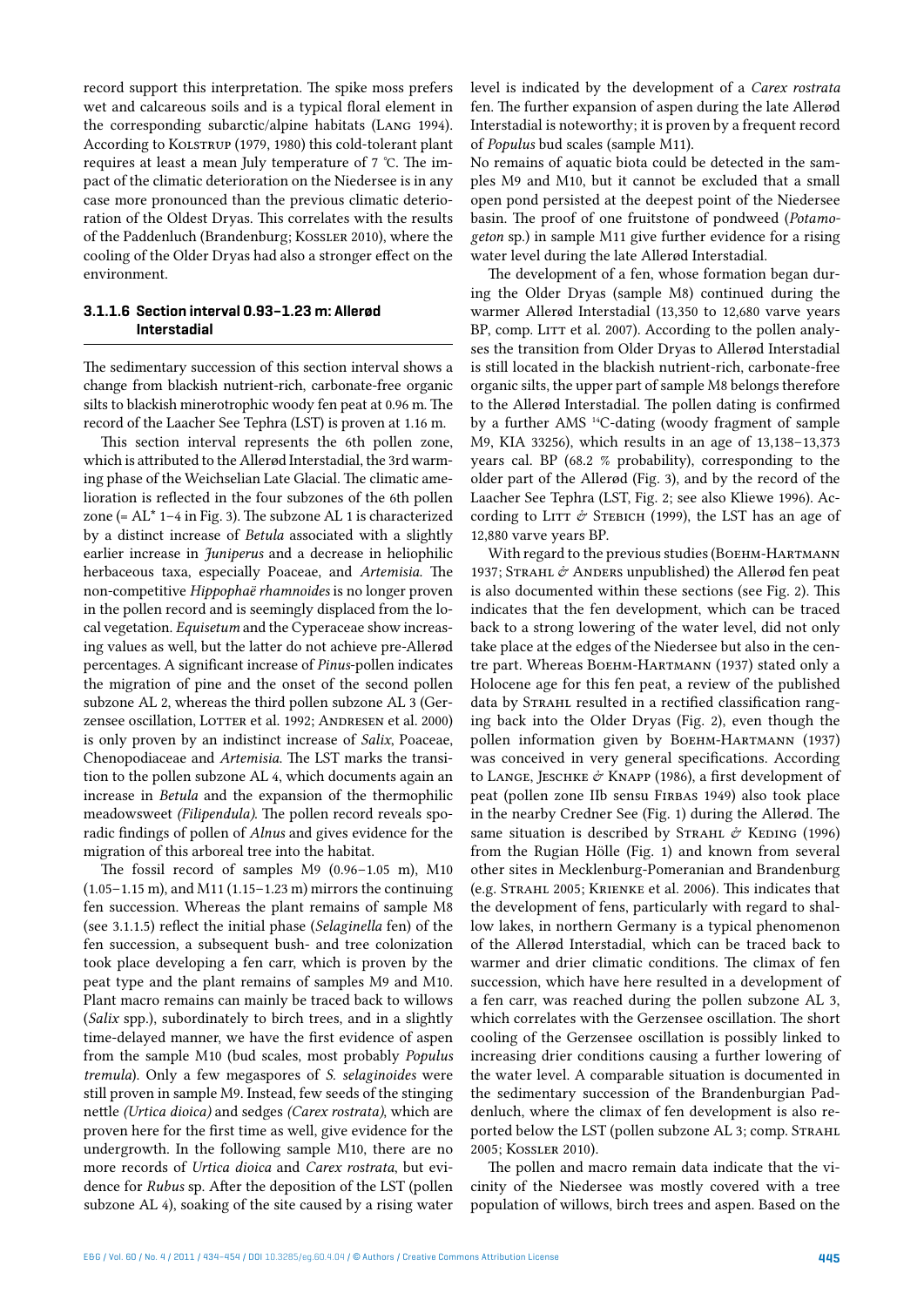record support this interpretation. The spike moss prefers wet and calcareous soils and is a typical floral element in the corresponding subarctic/alpine habitats (Lang 1994). According to Kolstrup (1979, 1980) this cold-tolerant plant requires at least a mean July temperature of 7 °C. The impact of the climatic deterioration on the Niedersee is in any case more pronounced than the previous climatic deterioration of the Oldest Dryas. This correlates with the results of the Paddenluch (Brandenburg; Kossler 2010), where the cooling of the Older Dryas had also a stronger effect on the environment.

#### 3.1.1.6 Section interval 0.93–1.23 m: Allerød Interstadial

The sedimentary succession of this section interval shows a change from blackish nutrient-rich, carbonate-free organic silts to blackish minerotrophic woody fen peat at 0.96 m. The record of the Laacher See Tephra (LST) is proven at 1.16 m.

This section interval represents the 6th pollen zone, which is attributed to the Allerød Interstadial, the 3rd warming phase of the Weichselian Late Glacial. The climatic amelioration is reflected in the four subzones of the 6th pollen zone (= AL* 1–4 in Fig. 3). The subzone AL 1 is characterized by a distinct increase of *Betula* associated with a slightly earlier increase in *Juniperus* and a decrease in heliophilic herbaceous taxa, especially Poaceae, and *Artemisia*. The non-competitive *Hippophaë rhamnoides* is no longer proven in the pollen record and is seemingly displaced from the local vegetation. *Equisetum* and the Cyperaceae show increasing values as well, but the latter do not achieve pre-Allerød percentages. A significant increase of *Pinus*-pollen indicates the migration of pine and the onset of the second pollen subzone AL 2, whereas the third pollen subzone AL 3 (Gerzensee oscillation, Lotter et al. 1992; Andresen et al. 2000) is only proven by an indistinct increase of *Salix*, Poaceae, Chenopodiaceae and *Artemisia*. The LST marks the transition to the pollen subzone AL 4, which documents again an increase in *Betula* and the expansion of the thermophilic meadowsweet *(Filipendula)*. The pollen record reveals sporadic findings of pollen of *Alnus* and gives evidence for the migration of this arboreal tree into the habitat.

The fossil record of samples M9 (0.96–1.05 m), M10 (1.05–1.15 m), and M11 (1.15–1.23 m) mirrors the continuing fen succession. Whereas the plant remains of sample M8 (see 3.1.1.5) reflect the initial phase (*Selaginella* fen) of the fen succession, a subsequent bush- and tree colonization took place developing a fen carr, which is proven by the peat type and the plant remains of samples M9 and M10. Plant macro remains can mainly be traced back to willows (*Salix* spp.), subordinately to birch trees, and in a slightly time-delayed manner, we have the first evidence of aspen from the sample M10 (bud scales, most probably *Populus tremula*). Only a few megaspores of *S. selaginoides* were still proven in sample M9. Instead, few seeds of the stinging nettle *(Urtica dioica)* and sedges *(Carex rostrata)*, which are proven here for the first time as well, give evidence for the undergrowth. In the following sample M10, there are no more records of *Urtica dioica* and *Carex rostrata*, but evidence for *Rubus* sp. After the deposition of the LST (pollen subzone AL 4), soaking of the site caused by a rising water level is indicated by the development of a *Carex rostrata* fen. The further expansion of aspen during the late Allerød Interstadial is noteworthy; it is proven by a frequent record of *Populus* bud scales (sample M11).

No remains of aquatic biota could be detected in the samples M9 and M10, but it cannot be excluded that a small open pond persisted at the deepest point of the Niedersee basin. The proof of one fruitstone of pondweed (*Potamogeton* sp.) in sample M11 give further evidence for a rising water level during the late Allerød Interstadial.

The development of a fen, whose formation began during the Older Dryas (sample M8) continued during the warmer Allerød Interstadial (13,350 to 12,680 varve years BP, comp. Litt et al. 2007). According to the pollen analyses the transition from Older Dryas to Allerød Interstadial is still located in the blackish nutrient-rich, carbonate-free organic silts, the upper part of sample M8 belongs therefore to the Allerød Interstadial. The pollen dating is confirmed by a further AMS $^{14}$C-dating (woody fragment of sample M9, KIA 33256), which results in an age of 13,138–13,373 years cal. BP (68.2 % probability), corresponding to the older part of the Allerød (Fig. 3), and by the record of the Laacher See Tephra (LST, Fig. 2; see also Kliewe 1996). According to Litt & Stebich (1999), the LST has an age of 12,880 varve years BP.

With regard to the previous studies (Boehm-Hartmann 1937; Strahl & Anders unpublished) the Allerød fen peat is also documented within these sections (see Fig. 2). This indicates that the fen development, which can be traced back to a strong lowering of the water level, did not only take place at the edges of the Niedersee but also in the centre part. Whereas Boehm-Hartmann (1937) stated only a Holocene age for this fen peat, a review of the published data by Strahl resulted in a rectified classification ranging back into the Older Dryas (Fig. 2), even though the pollen information given by Boehm-Hartmann (1937) was conceived in very general specifications. According to Lange, Jeschke & Knapp (1986), a first development of peat (pollen zone IIb sensu Firbas 1949) also took place in the nearby Credner See (Fig. 1) during the Allerød. The same situation is described by Strahl & Keding (1996) from the Rugian Hölle (Fig. 1) and known from several other sites in Mecklenburg-Pomeranian and Brandenburg (e.g. Strahl 2005; Krienke et al. 2006). This indicates that the development of fens, particularly with regard to shallow lakes, in northern Germany is a typical phenomenon of the Allerød Interstadial, which can be traced back to warmer and drier climatic conditions. The climax of fen succession, which have here resulted in a development of a fen carr, was reached during the pollen subzone AL 3, which correlates with the Gerzensee oscillation. The short cooling of the Gerzensee oscillation is possibly linked to increasing drier conditions causing a further lowering of the water level. A comparable situation is documented in the sedimentary succession of the Brandenburgian Paddenluch, where the climax of fen development is also reported below the LST (pollen subzone AL 3; comp. Strahl 2005; Kossler 2010).

The pollen and macro remain data indicate that the vicinity of the Niedersee was mostly covered with a tree population of willows, birch trees and aspen. Based on the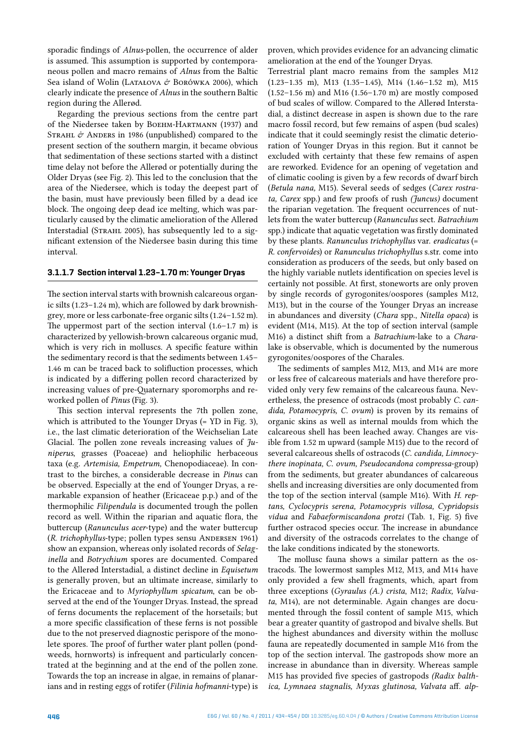sporadic findings of *Alnus*-pollen, the occurrence of alder is assumed. This assumption is supported by contemporaneous pollen and macro remains of *Alnus* from the Baltic Sea island of Wolin (Latałova & Borówka 2006), which clearly indicate the presence of *Alnus* in the southern Baltic region during the Allerød.

Regarding the previous sections from the centre part of the Niedersee taken by Boehm-Hartmann (1937) and Strahl & Anders in 1986 (unpublished) compared to the present section of the southern margin, it became obvious that sedimentation of these sections started with a distinct time delay not before the Allerød or potentially during the Older Dryas (see Fig. 2). This led to the conclusion that the area of the Niedersee, which is today the deepest part of the basin, must have previously been filled by a dead ice block. The ongoing deep dead ice melting, which was particularly caused by the climatic amelioration of the Allerød Interstadial (Strahl 2005), has subsequently led to a significant extension of the Niedersee basin during this time interval.

#### 3.1.1.7 Section interval 1.23–1.70 m: Younger Dryas

The section interval starts with brownish calcareous organic silts (1.23–1.24 m), which are followed by dark brownish-grey, more or less carbonate-free organic silts (1.24–1.52 m). The uppermost part of the section interval (1.6–1.7 m) is characterized by yellowish-brown calcareous organic mud, which is very rich in molluscs. A specific feature within the sedimentary record is that the sediments between 1.45–1.46 m can be traced back to solifluction processes, which is indicated by a differing pollen record characterized by increasing values of pre-Quaternary sporomorphs and reworked pollen of *Pinus* (Fig. 3).

This section interval represents the 7th pollen zone, which is attributed to the Younger Dryas (= YD in Fig. 3), i.e., the last climatic deterioration of the Weichselian Late Glacial. The pollen zone reveals increasing values of *Juniperus*, grasses (Poaceae) and heliophilic herbaceous taxa (e.g. *Artemisia, Empetrum,* Chenopodiaceae). In contrast to the birches, a considerable decrease in *Pinus* can be observed. Especially at the end of Younger Dryas, a remarkable expansion of heather (Ericaceae p.p.) and of the thermophilic *Filipendula* is documented trough the pollen record as well. Within the riparian and aquatic flora, the buttercup (*Ranunculus acer*-type) and the water buttercup (*R. trichophyllus*-type; pollen types sensu Andersen 1961) show an expansion, whereas only isolated records of *Selaginella* and *Botrychium* spores are documented. Compared to the Allerød Interstadial, a distinct decline in *Equisetum* is generally proven, but an ultimate increase, similarly to the Ericaceae and to *Myriophyllum spicatum*, can be observed at the end of the Younger Dryas. Instead, the spread of ferns documents the replacement of the horsetails; but a more specific classification of these ferns is not possible due to the not preserved diagnostic perispore of the monolete spores. The proof of further water plant pollen (pondweeds, hornworts) is infrequent and particularly concentrated at the beginning and at the end of the pollen zone. Towards the top an increase in algae, in remains of planarians and in resting eggs of rotifer (*Filinia hofmanni*-type) is proven, which provides evidence for an advancing climatic amelioration at the end of the Younger Dryas.

Terrestrial plant macro remains from the samples M12 (1.23–1.35 m), M13 (1.35–1.45), M14 (1.46–1.52 m), M15 (1.52–1.56 m) and M16 (1.56–1.70 m) are mostly composed of bud scales of willow. Compared to the Allerød Interstadial, a distinct decrease in aspen is shown due to the rare macro fossil record, but few remains of aspen (bud scales) indicate that it could seemingly resist the climatic deterioration of Younger Dryas in this region. But it cannot be excluded with certainty that these few remains of aspen are reworked. Evidence for an opening of vegetation and of climatic cooling is given by a few records of dwarf birch (*Betula nana,* M15). Several seeds of sedges (*Carex rostrata, Carex* spp.) and few proofs of rush *(Juncus)* document the riparian vegetation. The frequent occurrences of nutlets from the water buttercup (*Ranunculus* sect. *Batrachium* spp.) indicate that aquatic vegetation was firstly dominated by these plants. *Ranunculus trichophyllus* var. *eradicatus* (= *R. confervoides*) or *Ranunculus trichophyllus* s.str. come into consideration as producers of the seeds, but only based on the highly variable nutlets identification on species level is certainly not possible. At first, stoneworts are only proven by single records of gyrogonites/oospores (samples M12, M13), but in the course of the Younger Dryas an increase in abundances and diversity (*Chara* spp., *Nitella opaca*) is evident (M14, M15). At the top of section interval (sample M16) a distinct shift from a *Batrachium*-lake to a *Chara*-lake is observable, which is documented by the numerous gyrogonites/oospores of the Charales.

The sediments of samples M12, M13, and M14 are more or less free of calcareous materials and have therefore provided only very few remains of the calcareous fauna. Nevertheless, the presence of ostracods (most probably *C. candida, Potamocypris, C. ovum*) is proven by its remains of organic skins as well as internal moulds from which the calcareous shell has been leached away. Changes are visible from 1.52 m upward (sample M15) due to the record of several calcareous shells of ostracods (*C. candida, Limnocythere inopinata, C. ovum, Pseudocandona compressa*-group) from the sediments, but greater abundances of calcareous shells and increasing diversities are only documented from the top of the section interval (sample M16). With *H. reptans, Cyclocypris serena, Potamocypris villosa, Cypridopsis vidua* and *Fabaeformiscandona protzi* (Tab. 1, Fig. 5) five further ostracod species occur. The increase in abundance and diversity of the ostracods correlates to the change of the lake conditions indicated by the stoneworts.

The mollusc fauna shows a similar pattern as the ostracods. The lowermost samples M12, M13, and M14 have only provided a few shell fragments, which, apart from three exceptions (*Gyraulus (A.) crista*, M12; *Radix, Valvata*, M14), are not determinable. Again changes are documented through the fossil content of sample M15, which bear a greater quantity of gastropod and bivalve shells. But the highest abundances and diversity within the mollusc fauna are repeatedly documented in sample M16 from the top of the section interval. The gastropods show more an increase in abundance than in diversity. Whereas sample M15 has provided five species of gastropods *(Radix balthica, Lymnaea stagnalis, Myxas glutinosa, Valvata* aff. *alp-*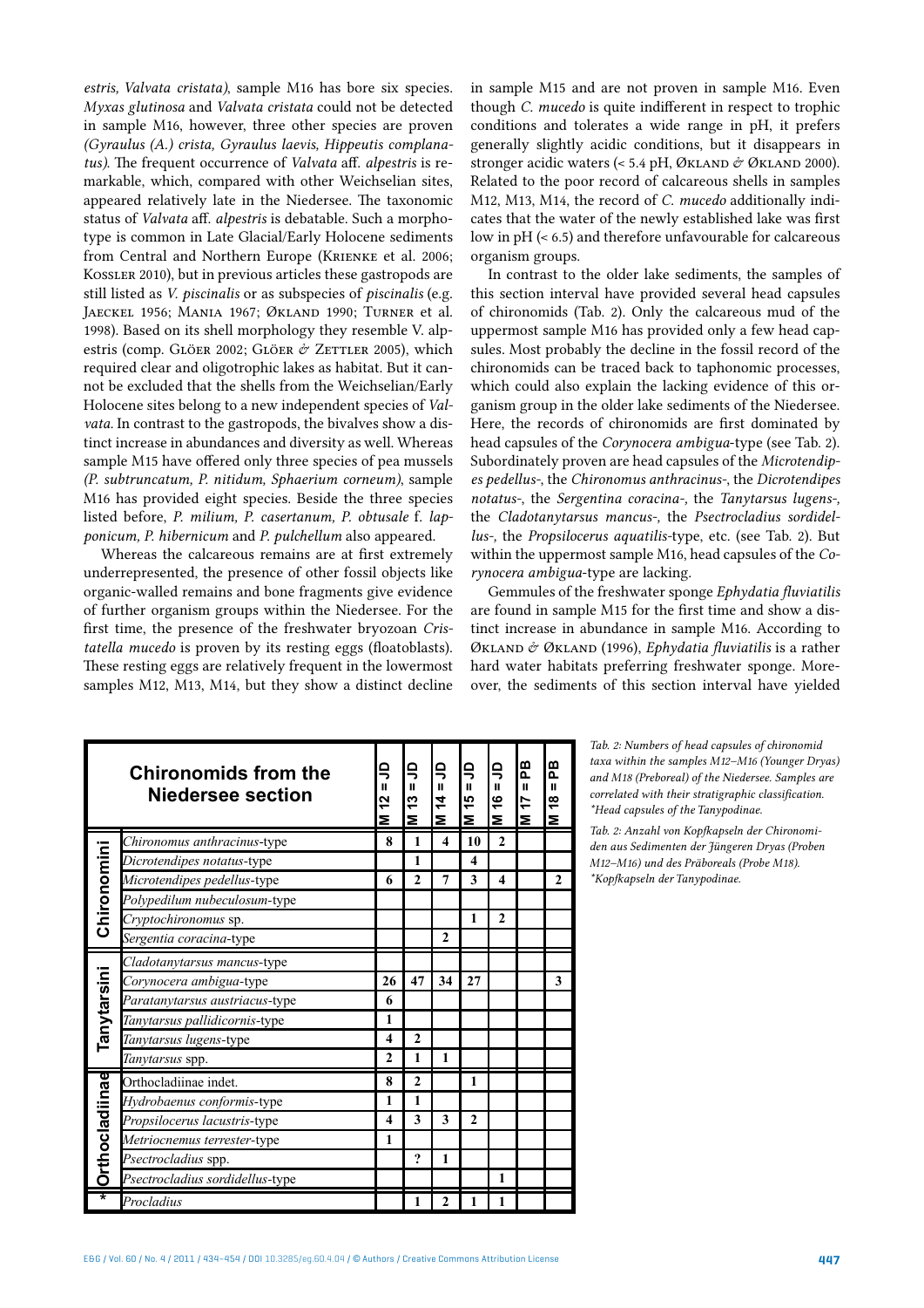estris, Valvata cristata), sample M16 has bore six species. *Myxas glutinosa* and *Valvata cristata* could not be detected in sample M16, however, three other species are proven *(Gyraulus (A.) crista, Gyraulus laevis, Hippeutis complanatus)*. The frequent occurrence of *Valvata* aff. *alpestris* is remarkable, which, compared with other Weichselian sites, appeared relatively late in the Niedersee. The taxonomic status of *Valvata* aff. *alpestris* is debatable. Such a morphotype is common in Late Glacial/Early Holocene sediments from Central and Northern Europe (Krienke et al. 2006; Kossler 2010), but in previous articles these gastropods are still listed as *V. piscinalis* or as subspecies of *piscinalis* (e.g. Jaeckel 1956; Mania 1967; Økland 1990; Turner et al. 1998). Based on its shell morphology they resemble V. alpestris (comp. Glöer 2002; Glöer & Zettler 2005), which required clear and oligotrophic lakes as habitat. But it cannot be excluded that the shells from the Weichselian/Early Holocene sites belong to a new independent species of *Valvata*. In contrast to the gastropods, the bivalves show a distinct increase in abundances and diversity as well. Whereas sample M15 have offered only three species of pea mussels *(P. subtruncatum, P. nitidum, Sphaerium corneum)*, sample M16 has provided eight species. Beside the three species listed before, *P. milium, P. casertanum, P. obtusale* f. *lapponicum, P. hibernicum* and *P. pulchellum* also appeared.

Whereas the calcareous remains are at first extremely underrepresented, the presence of other fossil objects like organic-walled remains and bone fragments give evidence of further organism groups within the Niedersee. For the first time, the presence of the freshwater bryozoan *Cristatella mucedo* is proven by its resting eggs (floatoblasts). These resting eggs are relatively frequent in the lowermost samples M12, M13, M14, but they show a distinct decline in sample M15 and are not proven in sample M16. Even though *C. mucedo* is quite indifferent in respect to trophic conditions and tolerates a wide range in pH, it prefers generally slightly acidic conditions, but it disappears in stronger acidic waters (< 5.4 pH, Økland & Økland 2000). Related to the poor record of calcareous shells in samples M12, M13, M14, the record of *C. mucedo* additionally indicates that the water of the newly established lake was first low in pH (< 6.5) and therefore unfavourable for calcareous organism groups.

In contrast to the older lake sediments, the samples of this section interval have provided several head capsules of chironomids (Tab. 2). Only the calcareous mud of the uppermost sample M16 has provided only a few head capsules. Most probably the decline in the fossil record of the chironomids can be traced back to taphonomic processes, which could also explain the lacking evidence of this organism group in the older lake sediments of the Niedersee. Here, the records of chironomids are first dominated by head capsules of the *Corynocera ambigua*-type (see Tab. 2). Subordinately proven are head capsules of the *Microtendipes pedellus*-, the *Chironomus anthracinus*-, the *Dicrotendipes notatus*-, the *Sergentina coracina*-, the *Tanytarsus lugens*-, the *Cladotanytarsus mancus*-, the *Psectrocladius sordidellus*-, the *Propsilocerus aquatilis*-type, etc. (see Tab. 2). But within the uppermost sample M16, head capsules of the *Corynocera ambigua*-type are lacking.

Gemmules of the freshwater sponge *Ephydatia fluviatilis* are found in sample M15 for the first time and show a distinct increase in abundance in sample M16. According to Økland & Økland (1996), *Ephydatia fluviatilis* is a rather hard water habitats preferring freshwater sponge. Moreover, the sediments of this section interval have yielded

| Chironomids from the Niedersee section | | M 12 = JD | M 13 = JD | M 14 = JD | M 15 = JD | M 16 = JD | M 17 = PB | M 18 = PB |
|---|---|---|---|---|---|---|---|---|
| Chironomini | *Chironomus anthracinus*-type | 8 | 1 | 4 | 10 | 2 | | |
| | *Dicrotendipes notatus*-type | | 1 | | 4 | | | |
| | *Microtendipes pedellus*-type | 6 | 2 | 7 | 3 | 4 | | 2 |
| | *Polypedilum nubeculosum*-type | | | | | | | |
| | *Cryptochironomus* sp. | | | | 1 | 2 | | |
| | *Sergentia coracina*-type | | | 2 | | | | |
| Tanytarsini | *Cladotanytarsus mancus*-type | | | | | | | |
| | *Corynocera ambigua*-type | 26 | 47 | 34 | 27 | | | 3 |
| | *Paratanytarsus austriacus*-type | 6 | | | | | | |
| | *Tanytarsus pallidicornis*-type | 1 | | | | | | |
| | *Tanytarsus lugens*-type | 4 | 2 | | | | | |
| | *Tanytarsus* spp. | 2 | 1 | 1 | | | | |
| Orthocladiinae | Orthocladiinae indet. | 8 | 2 | | 1 | | | |
| | *Hydrobaenus conformis*-type | 1 | 1 | | | | | |
| | *Propsilocerus lacustris*-type | 4 | 3 | 3 | 2 | | | |
| | *Metriocnemus terrester*-type | 1 | | | | | | |
| | *Psectrocladius* spp. | | ? | 1 | | | | |
| | *Psectrocladius sordidellus*-type | | | | | 1 | | |
| * | *Procladius* | | 1 | 2 | 1 | 1 | | |

*Tab. 2: Numbers of head capsules of chironomid taxa within the samples M12–M16 (Younger Dryas) and M18 (Preboreal) of the Niedersee. Samples are correlated with their stratigraphic classification. *Head capsules of the Tanypodinae.*

*Tab. 2: Anzahl von Kopfkapseln der Chironomiden aus Sedimenten der Jüngeren Dryas (Proben M12–M16) und des Präboreals (Probe M18). *Kopfkapseln der Tanypodinae.*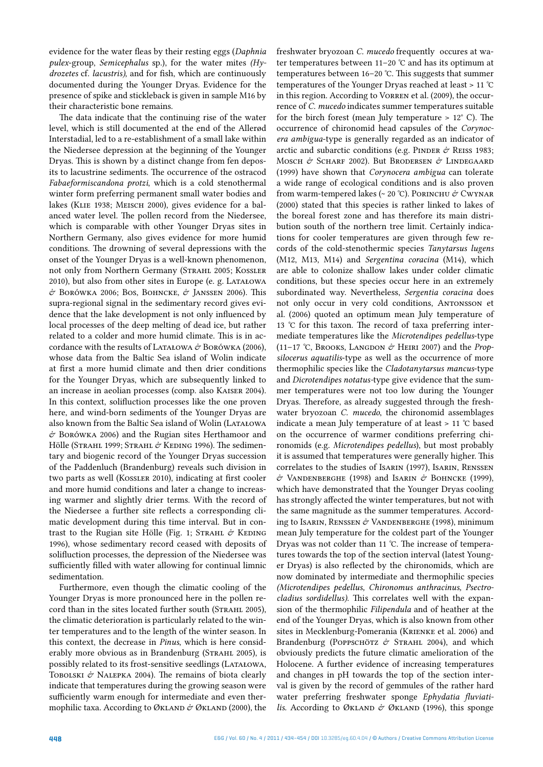evidence for the water fleas by their resting eggs (*Daphnia pulex*-group, *Semicephalus* sp.), for the water mites *(Hydrozetes* cf. *lacustris)*, and for fish, which are continuously documented during the Younger Dryas. Evidence for the presence of spike and stickleback is given in sample M16 by their characteristic bone remains.

The data indicate that the continuing rise of the water level, which is still documented at the end of the Allerød Interstadial, led to a re-establishment of a small lake within the Niedersee depression at the beginning of the Younger Dryas. This is shown by a distinct change from fen deposits to lacustrine sediments. The occurrence of the ostracod *Fabaeformiscandona protzi*, which is a cold stenothermal winter form preferring permanent small water bodies and lakes (Klie 1938; Meisch 2000), gives evidence for a balanced water level. The pollen record from the Niedersee, which is comparable with other Younger Dryas sites in Northern Germany, also gives evidence for more humid conditions. The drowning of several depressions with the onset of the Younger Dryas is a well-known phenomenon, not only from Northern Germany (Strahl 2005; Kossler 2010), but also from other sites in Europe (e. g. Latałowa & Borówka 2006; Bos, Bohncke, & Janssen 2006). This supra-regional signal in the sedimentary record gives evidence that the lake development is not only influenced by local processes of the deep melting of dead ice, but rather related to a colder and more humid climate. This is in accordance with the results of Latałowa & Borówka (2006), whose data from the Baltic Sea island of Wolin indicate at first a more humid climate and then drier conditions for the Younger Dryas, which are subsequently linked to an increase in aeolian processes (comp. also Kaiser 2004). In this context, solifluction processes like the one proven here, and wind-born sediments of the Younger Dryas are also known from the Baltic Sea island of Wolin (Latałowa & Borówka 2006) and the Rugian sites Herthamoor and Hölle (Strahl 1999; Strahl & Keding 1996). The sedimentary and biogenic record of the Younger Dryas succession of the Paddenluch (Brandenburg) reveals such division in two parts as well (Kossler 2010), indicating at first cooler and more humid conditions and later a change to increasing warmer and slightly drier terms. With the record of the Niedersee a further site reflects a corresponding climatic development during this time interval. But in contrast to the Rugian site Hölle (Fig. 1; Strahl & Keding 1996), whose sedimentary record ceased with deposits of solifluction processes, the depression of the Niedersee was sufficiently filled with water allowing for continual limnic sedimentation.

Furthermore, even though the climatic cooling of the Younger Dryas is more pronounced here in the pollen record than in the sites located further south (Strahl 2005), the climatic deterioration is particularly related to the winter temperatures and to the length of the winter season. In this context, the decrease in *Pinus*, which is here considerably more obvious as in Brandenburg (Strahl 2005), is possibly related to its frost-sensitive seedlings (Latałowa, Tobolski & Nalepka 2004). The remains of biota clearly indicate that temperatures during the growing season were sufficiently warm enough for intermediate and even thermophilic taxa. According to Økland & Økland (2000), the freshwater bryozoan *C. mucedo* frequently occures at water temperatures between 11–20 °C and has its optimum at temperatures between 16–20 °C. This suggests that summer temperatures of the Younger Dryas reached at least > 11 °C in this region. According to Vorren et al. (2009), the occurrence of *C. mucedo* indicates summer temperatures suitable for the birch forest (mean July temperature > 12° C). The occurrence of chironomid head capsules of the *Corynocera ambigua*-type is generally regarded as an indicator of arctic and subarctic conditions (e.g. Pinder & Reiss 1983; Mosch & Scharf 2002). But Brodersen & Lindegaard (1999) have shown that *Corynocera ambigua* can tolerate a wide range of ecological conditions and is also proven from warm-tempered lakes (~ 20 °C). Porinchu & Cwynar (2000) stated that this species is rather linked to lakes of the boreal forest zone and has therefore its main distribution south of the northern tree limit. Certainly indications for cooler temperatures are given through few records of the cold-stenothermic species *Tanytarsus lugens* (M12, M13, M14) and *Sergentina coracina* (M14), which are able to colonize shallow lakes under colder climatic conditions, but these species occur here in an extremely subordinated way. Nevertheless, *Sergentia coracina* does not only occur in very cold conditions, Antonsson et al. (2006) quoted an optimum mean July temperature of 13 °C for this taxon. The record of taxa preferring intermediate temperatures like the *Microtendipes pedellus*-type (11–17 °C, Brooks, Langdon & Heiri 2007) and the *Propsilocerus aquatilis*-type as well as the occurrence of more thermophilic species like the *Cladotanytarsus mancus*-type and *Dicrotendipes notatus*-type give evidence that the summer temperatures were not too low during the Younger Dryas. Therefore, as already suggested through the freshwater bryozoan *C. mucedo*, the chironomid assemblages indicate a mean July temperature of at least > 11 °C based on the occurrence of warmer conditions preferring chironomids (e.g. *Microtendipes pedellus*), but most probably it is assumed that temperatures were generally higher. This correlates to the studies of Isarin (1997), Isarin, Renssen & Vandenberghe (1998) and Isarin & Bohncke (1999), which have demonstrated that the Younger Dryas cooling has strongly affected the winter temperatures, but not with the same magnitude as the summer temperatures. According to Isarin, Renssen & Vandenberghe (1998), minimum mean July temperature for the coldest part of the Younger Dryas was not colder than 11 °C. The increase of temperatures towards the top of the section interval (latest Younger Dryas) is also reflected by the chironomids, which are now dominated by intermediate and thermophilic species *(Microtendipes pedellus, Chironomus anthracinus, Psectrocladius sordidellus)*. This correlates well with the expansion of the thermophilic *Filipendula* and of heather at the end of the Younger Dryas, which is also known from other sites in Mecklenburg-Pomerania (Krienke et al. 2006) and Brandenburg (Poppschötz & Strahl 2004), and which obviously predicts the future climatic amelioration of the Holocene. A further evidence of increasing temperatures and changes in pH towards the top of the section interval is given by the record of gemmules of the rather hard water preferring freshwater sponge *Ephydatia fluviatilis.* According to Økland & Økland (1996), this sponge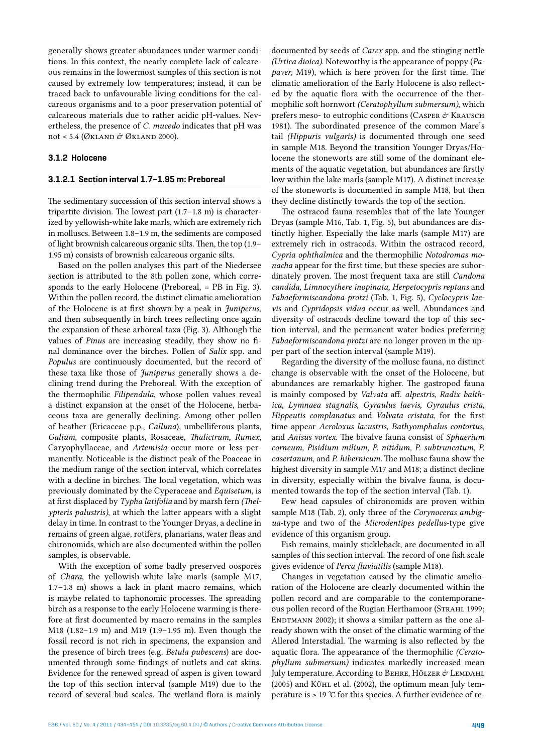generally shows greater abundances under warmer conditions. In this context, the nearly complete lack of calcareous remains in the lowermost samples of this section is not caused by extremely low temperatures; instead, it can be traced back to unfavourable living conditions for the calcareous organisms and to a poor preservation potential of calcareous materials due to rather acidic pH-values. Nevertheless, the presence of *C. mucedo* indicates that pH was not < 5.4 (Økland & Økland 2000).

### 3.1.2 Holocene

#### 3.1.2.1 Section interval 1.7–1.95 m: Preboreal

The sedimentary succession of this section interval shows a tripartite division. The lowest part (1.7–1.8 m) is characterized by yellowish-white lake marls, which are extremely rich in molluscs. Between 1.8–1.9 m, the sediments are composed of light brownish calcareous organic silts. Then, the top (1.9–1.95 m) consists of brownish calcareous organic silts.

Based on the pollen analyses this part of the Niedersee section is attributed to the 8th pollen zone, which corresponds to the early Holocene (Preboreal, = PB in Fig. 3). Within the pollen record, the distinct climatic amelioration of the Holocene is at first shown by a peak in *Juniperus*, and then subsequently in birch trees reflecting once again the expansion of these arboreal taxa (Fig. 3). Although the values of *Pinus* are increasing steadily, they show no final dominance over the birches. Pollen of *Salix* spp. and *Populus* are continuously documented, but the record of these taxa like those of *Juniperus* generally shows a declining trend during the Preboreal. With the exception of the thermophilic *Filipendula*, whose pollen values reveal a distinct expansion at the onset of the Holocene, herbaceous taxa are generally declining. Among other pollen of heather (Ericaceae p.p., *Calluna*), umbelliferous plants, *Galium*, composite plants, Rosaceae, *Thalictrum, Rumex*, Caryophyllaceae, and *Artemisia* occur more or less permanently. Noticeable is the distinct peak of the Poaceae in the medium range of the section interval, which correlates with a decline in birches. The local vegetation, which was previously dominated by the Cyperaceae and *Equisetum*, is at first displaced by *Typha latifolia* and by marsh fern *(Thelypteris palustris)*, at which the latter appears with a slight delay in time. In contrast to the Younger Dryas, a decline in remains of green algae, rotifers, planarians, water fleas and chironomids, which are also documented within the pollen samples, is observable.

With the exception of some badly preserved oospores of *Chara*, the yellowish-white lake marls (sample M17, 1.7–1.8 m) shows a lack in plant macro remains, which is maybe related to taphonomic processes. The spreading birch as a response to the early Holocene warming is therefore at first documented by macro remains in the samples M18 (1.82–1.9 m) and M19 (1.9–1.95 m). Even though the fossil record is not rich in specimens, the expansion and the presence of birch trees (e.g. *Betula pubescens*) are documented through some findings of nutlets and cat skins. Evidence for the renewed spread of aspen is given toward the top of this section interval (sample M19) due to the record of several bud scales. The wetland flora is mainly documented by seeds of *Carex* spp. and the stinging nettle *(Urtica dioica)*. Noteworthy is the appearance of poppy (*Papaver*, M19), which is here proven for the first time. The climatic amelioration of the Early Holocene is also reflected by the aquatic flora with the occurrence of the thermophilic soft hornwort *(Ceratophyllum submersum)*, which prefers meso- to eutrophic conditions (Casper & Krausch 1981). The subordinated presence of the common Mare's tail *(Hippuris vulgaris)* is documented through one seed in sample M18. Beyond the transition Younger Dryas/Holocene the stoneworts are still some of the dominant elements of the aquatic vegetation, but abundances are firstly low within the lake marls (sample M17). A distinct increase of the stoneworts is documented in sample M18, but then they decline distinctly towards the top of the section.

The ostracod fauna resembles that of the late Younger Dryas (sample M16, Tab. 1, Fig. 5), but abundances are distinctly higher. Especially the lake marls (sample M17) are extremely rich in ostracods. Within the ostracod record, *Cypria ophthalmica* and the thermophilic *Notodromas monacha* appear for the first time, but these species are subordinately proven. The most frequent taxa are still *Candona candida, Limnocythere inopinata, Herpetocypris reptans* and *Fabaeformiscandona protzi* (Tab. 1, Fig. 5), *Cyclocypris laevis* and *Cypridopsis vidua* occur as well. Abundances and diversity of ostracods decline toward the top of this section interval, and the permanent water bodies preferring *Fabaeformiscandona protzi* are no longer proven in the upper part of the section interval (sample M19).

Regarding the diversity of the mollusc fauna, no distinct change is observable with the onset of the Holocene, but abundances are remarkably higher. The gastropod fauna is mainly composed by *Valvata* aff. *alpestris, Radix balthica, Lymnaea stagnalis, Gyraulus laevis, Gyraulus crista, Hippeutis complanatus* and *Valvata cristata*, for the first time appear *Acroloxus lacustris, Bathyomphalus contortus*, and *Anisus vortex*. The bivalve fauna consist of *Sphaerium corneum, Pisidium milium, P. nitidum, P. subtruncatum, P. casertanum*, and *P. hibernicum*. The mollusc fauna show the highest diversity in sample M17 and M18; a distinct decline in diversity, especially within the bivalve fauna, is documented towards the top of the section interval (Tab. 1).

Few head capsules of chironomids are proven within sample M18 (Tab. 2), only three of the *Corynoceras ambigua*-type and two of the *Microdentipes pedellus*-type give evidence of this organism group.

Fish remains, mainly stickleback, are documented in all samples of this section interval. The record of one fish scale gives evidence of *Perca fluviatilis* (sample M18).

Changes in vegetation caused by the climatic amelioration of the Holocene are clearly documented within the pollen record and are comparable to the contemporaneous pollen record of the Rugian Herthamoor (Strahl 1999; Endtmann 2002); it shows a similar pattern as the one already shown with the onset of the climatic warming of the Allerød Interstadial. The warming is also reflected by the aquatic flora. The appearance of the thermophilic *(Ceratophyllum submersum)* indicates markedly increased mean July temperature. According to Behre, Hölzer & Lemdahl (2005) and Kühl et al. (2002), the optimum mean July temperature is > 19 °C for this species. A further evidence of re-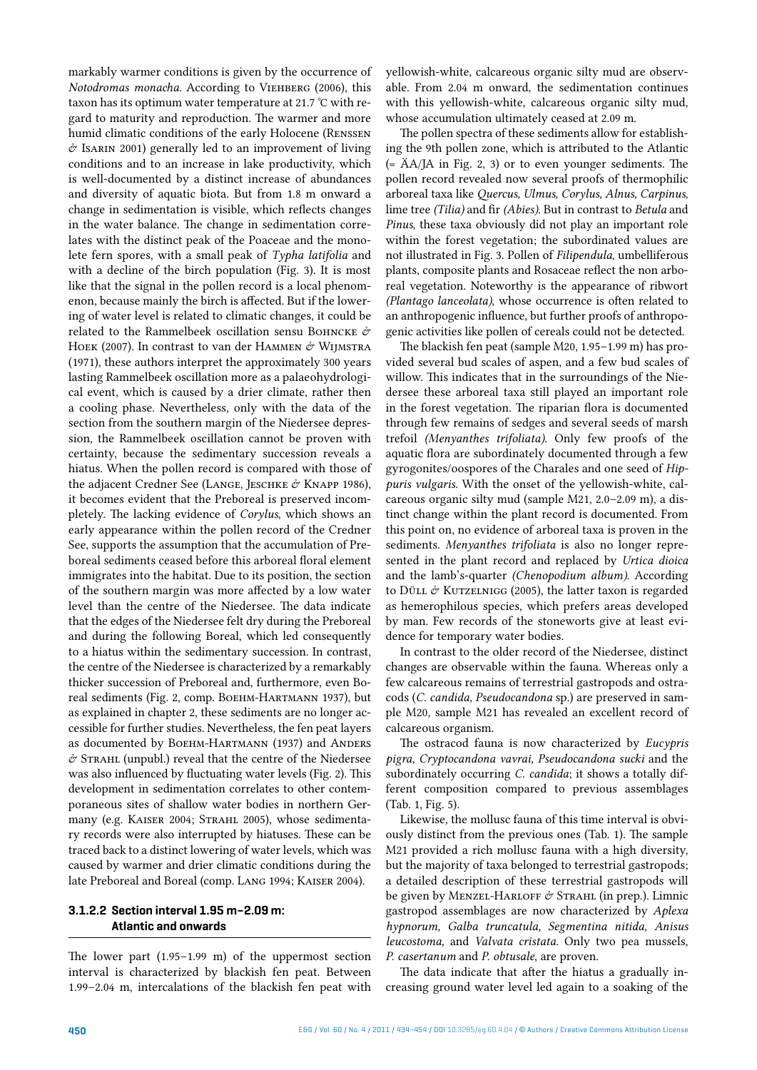markably warmer conditions is given by the occurrence of *Notodromas monacha*. According to Viehberg (2006), this taxon has its optimum water temperature at 21.7 °C with regard to maturity and reproduction. The warmer and more humid climatic conditions of the early Holocene (Renssen & Isarin 2001) generally led to an improvement of living conditions and to an increase in lake productivity, which is well-documented by a distinct increase of abundances and diversity of aquatic biota. But from 1.8 m onward a change in sedimentation is visible, which reflects changes in the water balance. The change in sedimentation correlates with the distinct peak of the Poaceae and the monolete fern spores, with a small peak of *Typha latifolia* and with a decline of the birch population (Fig. 3). It is most like that the signal in the pollen record is a local phenomenon, because mainly the birch is affected. But if the lowering of water level is related to climatic changes, it could be related to the Rammelbeek oscillation sensu Bohncke & Hoek (2007). In contrast to van der Hammen & Wijmstra (1971), these authors interpret the approximately 300 years lasting Rammelbeek oscillation more as a palaeohydrological event, which is caused by a drier climate, rather then a cooling phase. Nevertheless, only with the data of the section from the southern margin of the Niedersee depression, the Rammelbeek oscillation cannot be proven with certainty, because the sedimentary succession reveals a hiatus. When the pollen record is compared with those of the adjacent Credner See (Lange, Jeschke & Knapp 1986), it becomes evident that the Preboreal is preserved incompletely. The lacking evidence of *Corylus*, which shows an early appearance within the pollen record of the Credner See, supports the assumption that the accumulation of Preboreal sediments ceased before this arboreal floral element immigrates into the habitat. Due to its position, the section of the southern margin was more affected by a low water level than the centre of the Niedersee. The data indicate that the edges of the Niedersee felt dry during the Preboreal and during the following Boreal, which led consequently to a hiatus within the sedimentary succession. In contrast, the centre of the Niedersee is characterized by a remarkably thicker succession of Preboreal and, furthermore, even Boreal sediments (Fig. 2, comp. Boehm-Hartmann 1937), but as explained in chapter 2, these sediments are no longer accessible for further studies. Nevertheless, the fen peat layers as documented by Boehm-Hartmann (1937) and Anders & Strahl (unpubl.) reveal that the centre of the Niedersee was also influenced by fluctuating water levels (Fig. 2). This development in sedimentation correlates to other contemporaneous sites of shallow water bodies in northern Germany (e.g. Kaiser 2004; Strahl 2005), whose sedimentary records were also interrupted by hiatuses. These can be traced back to a distinct lowering of water levels, which was caused by warmer and drier climatic conditions during the late Preboreal and Boreal (comp. Lang 1994; Kaiser 2004).

#### 3.1.2.2 Section interval 1.95 m–2.09 m: Atlantic and onwards

The lower part (1.95–1.99 m) of the uppermost section interval is characterized by blackish fen peat. Between 1.99–2.04 m, intercalations of the blackish fen peat with yellowish-white, calcareous organic silty mud are observable. From 2.04 m onward, the sedimentation continues with this yellowish-white, calcareous organic silty mud, whose accumulation ultimately ceased at 2.09 m.

The pollen spectra of these sediments allow for establishing the 9th pollen zone, which is attributed to the Atlantic (= ÄA/JA in Fig. 2, 3) or to even younger sediments. The pollen record revealed now several proofs of thermophilic arboreal taxa like *Quercus, Ulmus, Corylus, Alnus, Carpinus*, lime tree *(Tilia)* and fir *(Abies)*. But in contrast to *Betula* and *Pinus*, these taxa obviously did not play an important role within the forest vegetation; the subordinated values are not illustrated in Fig. 3. Pollen of *Filipendula*, umbelliferous plants, composite plants and Rosaceae reflect the non arboreal vegetation. Noteworthy is the appearance of ribwort *(Plantago lanceolata)*, whose occurrence is often related to an anthropogenic influence, but further proofs of anthropogenic activities like pollen of cereals could not be detected.

The blackish fen peat (sample M20, 1.95–1.99 m) has provided several bud scales of aspen, and a few bud scales of willow. This indicates that in the surroundings of the Niedersee these arboreal taxa still played an important role in the forest vegetation. The riparian flora is documented through few remains of sedges and several seeds of marsh trefoil *(Menyanthes trifoliata)*. Only few proofs of the aquatic flora are subordinately documented through a few gyrogonites/oospores of the Charales and one seed of *Hippuris vulgaris*. With the onset of the yellowish-white, calcareous organic silty mud (sample M21, 2.0–2.09 m), a distinct change within the plant record is documented. From this point on, no evidence of arboreal taxa is proven in the sediments. *Menyanthes trifoliata* is also no longer represented in the plant record and replaced by *Urtica dioica* and the lamb's-quarter *(Chenopodium album)*. According to Düll & Kutzelnigg (2005), the latter taxon is regarded as hemerophilous species, which prefers areas developed by man. Few records of the stoneworts give at least evidence for temporary water bodies.

In contrast to the older record of the Niedersee, distinct changes are observable within the fauna. Whereas only a few calcareous remains of terrestrial gastropods and ostracods (*C. candida, Pseudocandona* sp.) are preserved in sample M20, sample M21 has revealed an excellent record of calcareous organism.

The ostracod fauna is now characterized by *Eucypris pigra, Cryptocandona vavrai, Pseudocandona sucki* and the subordinately occurring *C. candida*; it shows a totally different composition compared to previous assemblages (Tab. 1, Fig. 5).

Likewise, the mollusc fauna of this time interval is obviously distinct from the previous ones (Tab. 1). The sample M21 provided a rich mollusc fauna with a high diversity, but the majority of taxa belonged to terrestrial gastropods; a detailed description of these terrestrial gastropods will be given by Menzel-Harloff & Strahl (in prep.). Limnic gastropod assemblages are now characterized by *Aplexa hypnorum, Galba truncatula, Segmentina nitida, Anisus leucostoma,* and *Valvata cristata.* Only two pea mussels, *P. casertanum* and *P. obtusale*, are proven.

The data indicate that after the hiatus a gradually increasing ground water level led again to a soaking of the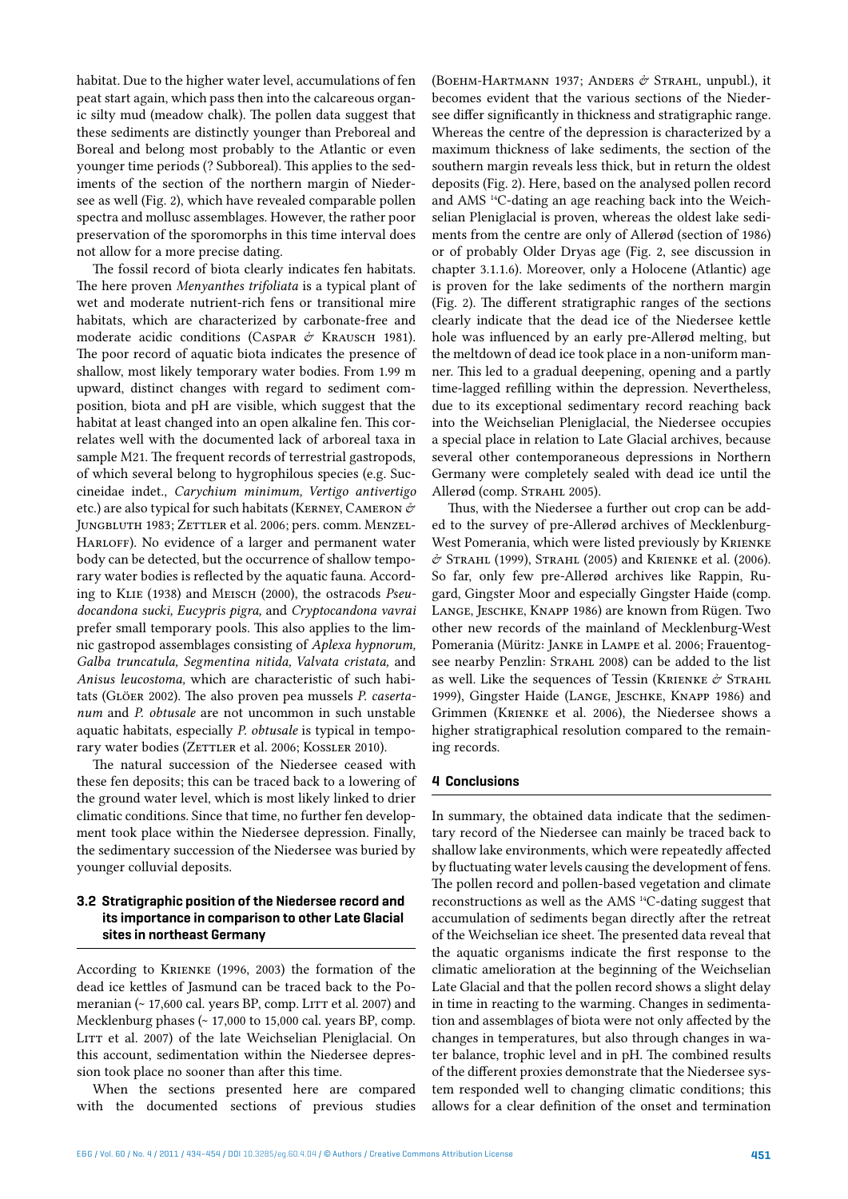habitat. Due to the higher water level, accumulations of fen peat start again, which pass then into the calcareous organic silty mud (meadow chalk). The pollen data suggest that these sediments are distinctly younger than Preboreal and Boreal and belong most probably to the Atlantic or even younger time periods (? Subboreal). This applies to the sediments of the section of the northern margin of Niedersee as well (Fig. 2), which have revealed comparable pollen spectra and mollusc assemblages. However, the rather poor preservation of the sporomorphs in this time interval does not allow for a more precise dating.

The fossil record of biota clearly indicates fen habitats. The here proven *Menyanthes trifoliata* is a typical plant of wet and moderate nutrient-rich fens or transitional mire habitats, which are characterized by carbonate-free and moderate acidic conditions (Caspar & Krausch 1981). The poor record of aquatic biota indicates the presence of shallow, most likely temporary water bodies. From 1.99 m upward, distinct changes with regard to sediment composition, biota and pH are visible, which suggest that the habitat at least changed into an open alkaline fen. This correlates well with the documented lack of arboreal taxa in sample M21. The frequent records of terrestrial gastropods, of which several belong to hygrophilous species (e.g. Succineidae indet., *Carychium minimum, Vertigo antivertigo* etc.) are also typical for such habitats (Kerney, Cameron & Jungbluth 1983; Zettler et al. 2006; pers. comm. Menzel-Harloff). No evidence of a larger and permanent water body can be detected, but the occurrence of shallow temporary water bodies is reflected by the aquatic fauna. According to Klie (1938) and Meisch (2000), the ostracods *Pseudocandona sucki, Eucypris pigra,* and *Cryptocandona vavrai* prefer small temporary pools. This also applies to the limnic gastropod assemblages consisting of *Aplexa hypnorum, Galba truncatula, Segmentina nitida, Valvata cristata,* and *Anisus leucostoma,* which are characteristic of such habitats (Glöer 2002). The also proven pea mussels *P. casertanum* and *P. obtusale* are not uncommon in such unstable aquatic habitats, especially *P. obtusale* is typical in temporary water bodies (Zettler et al. 2006; Kossler 2010).

The natural succession of the Niedersee ceased with these fen deposits; this can be traced back to a lowering of the ground water level, which is most likely linked to drier climatic conditions. Since that time, no further fen development took place within the Niedersee depression. Finally, the sedimentary succession of the Niedersee was buried by younger colluvial deposits.

### 3.2 Stratigraphic position of the Niedersee record and its importance in comparison to other Late Glacial sites in northeast Germany

According to Krienke (1996, 2003) the formation of the dead ice kettles of Jasmund can be traced back to the Pomeranian (~ 17,600 cal. years BP, comp. Litt et al. 2007) and Mecklenburg phases (~ 17,000 to 15,000 cal. years BP, comp. Litt et al. 2007) of the late Weichselian Pleniglacial. On this account, sedimentation within the Niedersee depression took place no sooner than after this time.

When the sections presented here are compared with the documented sections of previous studies (Boehm-Hartmann 1937; Anders & Strahl, unpubl.), it becomes evident that the various sections of the Niedersee differ significantly in thickness and stratigraphic range. Whereas the centre of the depression is characterized by a maximum thickness of lake sediments, the section of the southern margin reveals less thick, but in return the oldest deposits (Fig. 2). Here, based on the analysed pollen record and AMS $^{14}$C-dating an age reaching back into the Weichselian Pleniglacial is proven, whereas the oldest lake sediments from the centre are only of Allerød (section of 1986) or of probably Older Dryas age (Fig. 2, see discussion in chapter 3.1.1.6). Moreover, only a Holocene (Atlantic) age is proven for the lake sediments of the northern margin (Fig. 2). The different stratigraphic ranges of the sections clearly indicate that the dead ice of the Niedersee kettle hole was influenced by an early pre-Allerød melting, but the meltdown of dead ice took place in a non-uniform manner. This led to a gradual deepening, opening and a partly time-lagged refilling within the depression. Nevertheless, due to its exceptional sedimentary record reaching back into the Weichselian Pleniglacial, the Niedersee occupies a special place in relation to Late Glacial archives, because several other contemporaneous depressions in Northern Germany were completely sealed with dead ice until the Allerød (comp. Strahl 2005).

Thus, with the Niedersee a further out crop can be added to the survey of pre-Allerød archives of Mecklenburg-West Pomerania, which were listed previously by Krienke & Strahl (1999), Strahl (2005) and Krienke et al. (2006). So far, only few pre-Allerød archives like Rappin, Rugard, Gingster Moor and especially Gingster Haide (comp. Lange, Jeschke, Knapp 1986) are known from Rügen. Two other new records of the mainland of Mecklenburg-West Pomerania (Müritz: Janke in Lampe et al. 2006; Frauentogsee nearby Penzlin: Strahl 2008) can be added to the list as well. Like the sequences of Tessin (Krienke & Strahl 1999), Gingster Haide (Lange, Jeschke, Knapp 1986) and Grimmen (Krienke et al. 2006), the Niedersee shows a higher stratigraphical resolution compared to the remaining records.

## 4 Conclusions

In summary, the obtained data indicate that the sedimentary record of the Niedersee can mainly be traced back to shallow lake environments, which were repeatedly affected by fluctuating water levels causing the development of fens. The pollen record and pollen-based vegetation and climate reconstructions as well as the AMS $^{14}$C-dating suggest that accumulation of sediments began directly after the retreat of the Weichselian ice sheet. The presented data reveal that the aquatic organisms indicate the first response to the climatic amelioration at the beginning of the Weichselian Late Glacial and that the pollen record shows a slight delay in time in reacting to the warming. Changes in sedimentation and assemblages of biota were not only affected by the changes in temperatures, but also through changes in water balance, trophic level and in pH. The combined results of the different proxies demonstrate that the Niedersee system responded well to changing climatic conditions; this allows for a clear definition of the onset and termination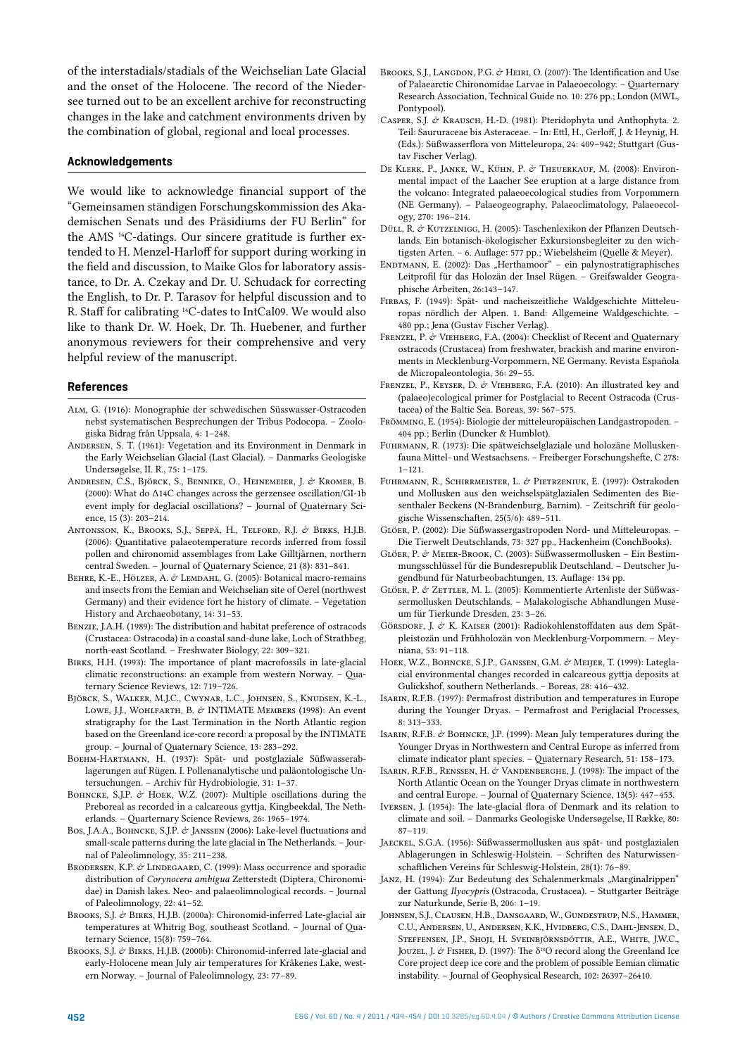of the interstadials/stadials of the Weichselian Late Glacial and the onset of the Holocene. The record of the Niedersee turned out to be an excellent archive for reconstructing changes in the lake and catchment environments driven by the combination of global, regional and local processes.

## Acknowledgements

We would like to acknowledge financial support of the "Gemeinsamen ständigen Forschungskommission des Akademischen Senats und des Präsidiums der FU Berlin" for the AMS $^{14}$C-datings. Our sincere gratitude is further extended to H. Menzel-Harloff for support during working in the field and discussion, to Maike Glos for laboratory assistance, to Dr. A. Czekay and Dr. U. Schudack for correcting the English, to Dr. P. Tarasov for helpful discussion and to R. Staff for calibrating $^{14}$C-dates to IntCal09. We would also like to thank Dr. W. Hoek, Dr. Th. Huebener, and further anonymous reviewers for their comprehensive and very helpful review of the manuscript.

## References

Alm, G. (1916): Monographie der schwedischen Süsswasser-Ostracoden nebst systematischen Besprechungen der Tribus Podocopa. – Zoologiska Bidrag från Uppsala, 4: 1–248.

Andersen, S. T. (1961): Vegetation and its Environment in Denmark in the Early Weichselian Glacial (Last Glacial). – Danmarks Geologiske Undersøgelse, II. R., 75: 1–175.

Andresen, C.S., Björck, S., Bennike, O., Heinemeier, J. & Kromer, B. (2000): What do Δ14C changes across the gerzensee oscillation/GI-1b event imply for deglacial oscillations? – Journal of Quaternary Science, 15 (3): 203–214.

Antonsson, K., Brooks, S.J., Seppä, H., Telford, R.J. & Birks, H.J.B. (2006): Quantitative palaeotemperature records inferred from fossil pollen and chironomid assemblages from Lake Gilltjärnen, northern central Sweden. – Journal of Quaternary Science, 21 (8): 831–841.

Behre, K.-E., Hölzer, A. & Lemdahl, G. (2005): Botanical macro-remains and insects from the Eemian and Weichselian site of Oerel (northwest Germany) and their evidence fort he history of climate. – Vegetation History and Archaeobotany, 14: 31–53.

Benzie, J.A.H. (1989): The distribution and habitat preference of ostracods (Crustacea: Ostracoda) in a coastal sand-dune lake, Loch of Strathbeg, north-east Scotland. – Freshwater Biology, 22: 309–321.

Birks, H.H. (1993): The importance of plant macrofossils in late-glacial climatic reconstructions: an example from western Norway. – Quaternary Science Reviews, 12: 719–726.

Björck, S., Walker, M.J.C., Cwynar, L.C., Johnsen, S., Knudsen, K.-L., Lowe, J.J., Wohlfarth, B. & INTIMATE Members (1998): An event stratigraphy for the Last Termination in the North Atlantic region based on the Greenland ice-core record: a proposal by the INTIMATE group. – Journal of Quaternary Science, 13: 283–292.

Boehm-Hartmann, H. (1937): Spät- und postglaziale Süßwasserablagerungen auf Rügen. I. Pollenanalytische und paläontologische Untersuchungen. – Archiv für Hydrobiologie, 31: 1–37.

Bohncke, S.J.P. & Hoek, W.Z. (2007): Multiple oscillations during the Preboreal as recorded in a calcareous gyttja, Kingbeekdal, The Netherlands. – Quarterny Science Reviews, 26: 1965–1974.

Bos, J.A.A., Bohncke, S.J.P. & Janssen (2006): Lake-level fluctuations and small-scale patterns during the late glacial in The Netherlands. – Journal of Paleolimnology, 35: 211–238.

Brodersen, K.P. & Lindegaard, C. (1999): Mass occurrence and sporadic distribution of *Corynocera ambigua* Zetterstedt (Diptera, Chironomidae) in Danish lakes. Neo- and palaeolimnological records. – Journal of Paleolimnology, 22: 41–52.

Brooks, S.J. & Birks, H.J.B. (2000a): Chironomid-inferred Late-glacial air temperatures at Whitrig Bog, southeast Scotland. – Journal of Quaternary Science, 15(8): 759–764.

Brooks, S.J. & Birks, H.J.B. (2000b): Chironomid-inferred late-glacial and early-Holocene mean July air temperatures for Kråkenes Lake, western Norway. – Journal of Paleolimnology, 23: 77–89.

Brooks, S.J., Langdon, P.G. & Heiri, O. (2007): The Identification and Use of Palaearctic Chironomidae Larvae in Palaeoecology. – Quarternary Research Association, Technical Guide no. 10: 276 pp.; London (MWL, Pontypool).

Casper, S.J. & Krausch, H.-D. (1981): Pteridophyta und Anthophyta. 2. Teil: Saururaceae bis Asteraceae. – In: Ettl, H., Gerloff, J. & Heynig, H. (Eds.): Süßwasserflora von Mitteleuropa, 24: 409–942; Stuttgart (Gustav Fischer Verlag).

De Klerk, P., Janke, W., Kühn, P. & Theuerkauf, M. (2008): Environmental impact of the Laacher See eruption at a large distance from the volcano: Integrated palaeoecological studies from Vorpommern (NE Germany). – Palaeogeography, Palaeoclimatology, Palaeoecology, 270: 196–214.

Düll, R. & Kutzelnigg, H. (2005): Taschenlexikon der Pflanzen Deutschlands. Ein botanisch-ökologischer Exkursionsbegleiter zu den wichtigsten Arten. – 6. Auflage: 577 pp.; Wiebelsheim (Quelle & Meyer).

Endtmann, E. (2002): Das „Herthamoor" – ein palynostratigraphisches Leitprofil für das Holozän der Insel Rügen. – Greifswalder Geographische Arbeiten, 26:143–147.

Firbas, F. (1949): Spät- und nacheiszeitliche Waldgeschichte Mitteleuropas nördlich der Alpen. 1. Band: Allgemeine Waldgeschichte. – 480 pp.; Jena (Gustav Fischer Verlag).

Frenzel, P. & Viehberg, F.A. (2004): Checklist of Recent and Quaternary ostracods (Crustacea) from freshwater, brackish and marine environments in Mecklenburg-Vorpommern, NE Germany. Revista Española de Micropaleontologia, 36: 29–55.

Frenzel, P., Keyser, D. & Viehberg, F.A. (2010): An illustrated key and (palaeo)ecological primer for Postglacial to Recent Ostracoda (Crustacea) of the Baltic Sea. Boreas, 39: 567–575.

Frömming, E. (1954): Biologie der mitteleuropäischen Landgastropoden. – 404 pp.; Berlin (Duncker & Humblot).

Fuhrmann, R. (1973): Die spätweichselglaziale und holozäne Molluskenfauna Mittel- und Westsachsens. – Freiberger Forschungshefte, C 278: 1–121.

Fuhrmann, R., Schirrmeister, L. & Pietrzeniuk, E. (1997): Ostrakoden und Mollusken aus den weichselspätglazialen Sedimenten des Biesenthaler Beckens (N-Brandenburg, Barnim). – Zeitschrift für geologische Wissenschaften, 25(5/6): 489–511.

Glöer, P. (2002): Die Süßwassergastropoden Nord- und Mitteleuropas. – Die Tierwelt Deutschlands, 73: 327 pp., Hackenheim (ConchBooks).

Glöer, P. & Meier-Brook, C. (2003): Süßwassermollusken – Ein Bestimmungsschlüssel für die Bundesrepublik Deutschland. – Deutscher Jugendbund für Naturbeobachtungen, 13. Auflage: 134 pp.

Glöer, P. & Zettler, M. L. (2005): Kommentierte Artenliste der Süßwassermollusken Deutschlands. – Malakologische Abhandlungen Museum für Tierkunde Dresden, 23: 3–26.

Görsdorf, J. & K. Kaiser (2001): Radiokohlenstoffdaten aus dem Spätpleistozän und Frühholozän von Mecklenburg-Vorpommern. – Meyniana, 53: 91–118.

Hoek, W.Z., Bohncke, S.J.P., Ganssen, G.M. & Meijer, T. (1999): Lateglacial environmental changes recorded in calcareous gyttja deposits at Gulickshof, southern Netherlands. – Boreas, 28: 416–432.

Isarin, R.F.B. (1997): Permafrost distribution and temperatures in Europe during the Younger Dryas. – Permafrost and Periglacial Processes, 8: 313–333.

Isarin, R.F.B. & Bohncke, J.P. (1999): Mean July temperatures during the Younger Dryas in Northwestern and Central Europe as inferred from climate indicator plant species. – Quaternary Research, 51: 158–173.

Isarin, R.F.B., Renssen, H. & Vandenberghe, J. (1998): The impact of the North Atlantic Ocean on the Younger Dryas climate in northwestern and central Europe. – Journal of Quaternary Science, 13(5): 447–453.

Iversen, J. (1954): The late-glacial flora of Denmark and its relation to climate and soil. – Danmarks Geologiske Undersøgelse, II Række, 80: 87–119.

Jaeckel, S.G.A. (1956): Süßwassermollusken aus spät- und postglazialen Ablagerungen in Schleswig-Holstein. – Schriften des Naturwissenschaftlichen Vereins für Schleswig-Holstein, 28(1): 76–89.

Janz, H. (1994): Zur Bedeutung des Schalenmerkmals „Marginalrippen" der Gattung *Ilyocypris* (Ostracoda, Crustacea). – Stuttgarter Beiträge zur Naturkunde, Serie B, 206: 1–19.

Johnsen, S.J., Clausen, H.B., Dansgaard, W., Gundestrup, N.S., Hammer, C.U., Andersen, U., Andersen, K.K., Hvidberg, C.S., Dahl-Jensen, D., Steffensen, J.P., Shoji, H. Sveinbjörnsdóttir, A.E., White, J.W.C., Jouzel, J. & Fisher, D. (1997): The $\delta^{18}$O record along the Greenland Ice Core project deep ice core and the problem of possible Eemian climatic instability. – Journal of Geophysical Research, 102: 26397–26410.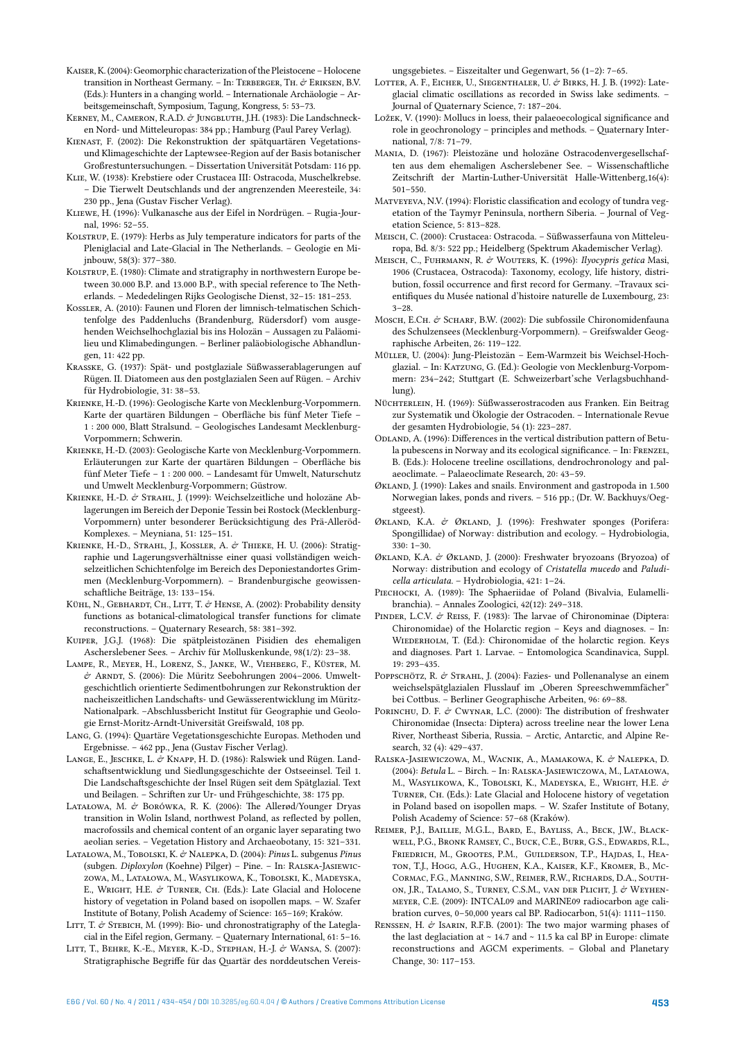Kaiser, K. (2004): Geomorphic characterization of the Pleistocene – Holocene transition in Northeast Germany. – In: Terberger, Th. & Eriksen, B.V. (Eds.): Hunters in a changing world. – Internationale Archäologie – Arbeitsgemeinschaft, Symposium, Tagung, Kongress, 5: 53–73.

Kerney, M., Cameron, R.A.D. & Jungbluth, J.H. (1983): Die Landschnecken Nord- und Mitteleuropas: 384 pp.; Hamburg (Paul Parey Verlag).

Kienast, F. (2002): Die Rekonstruktion der spätquartären Vegetations- und Klimageschichte der Laptewsee-Region auf der Basis botanischer Großrestuntersuchungen. – Dissertation Universität Potsdam: 116 pp.

Klie, W. (1938): Krebstiere oder Crustacea III: Ostracoda, Muschelkrebse. – Die Tierwelt Deutschlands und der angrenzenden Meeresteile, 34: 230 pp., Jena (Gustav Fischer Verlag).

Kliewe, H. (1996): Vulkanasche aus der Eifel in Nordrügen. – Rugia-Journal, 1996: 52–55.

Kolstrup, E. (1979): Herbs as July temperature indicators for parts of the Pleniglacial and Late-Glacial in The Netherlands. – Geologie en Mijnbouw, 58(3): 377–380.

Kolstrup, E. (1980): Climate and stratigraphy in northwestern Europe between 30.000 B.P. and 13.000 B.P., with special reference to The Netherlands. – Mededelingen Rijks Geologische Dienst, 32–15: 181–253.

Kossler, A. (2010): Faunen und Floren der limnisch-telmatischen Schichtenfolge des Paddenluchs (Brandenburg, Rüdersdorf) vom ausgehenden Weichselhochglazial bis ins Holozän – Aussagen zu Paläomilieu und Klimabedingungen. – Berliner paläobiologische Abhandlungen, 11: 422 pp.

Krasske, G. (1937): Spät- und postglaziale Süßwasserablagerungen auf Rügen. II. Diatomeen aus den postglazialen Seen auf Rügen. – Archiv für Hydrobiologie, 31: 38–53.

Krienke, H.-D. (1996): Geologische Karte von Mecklenburg-Vorpommern. Karte der quartären Bildungen – Oberfläche bis fünf Meter Tiefe – 1 : 200 000, Blatt Stralsund. – Geologisches Landesamt Mecklenburg-Vorpommern; Schwerin.

Krienke, H.-D. (2003): Geologische Karte von Mecklenburg-Vorpommern. Erläuterungen zur Karte der quartären Bildungen – Oberfläche bis fünf Meter Tiefe – 1 : 200 000. – Landesamt für Umwelt, Naturschutz und Umwelt Mecklenburg-Vorpommern; Güstrow.

Krienke, H.-D. & Strahl, J. (1999): Weichselzeitliche und holozäne Ablagerungen im Bereich der Deponie Tessin bei Rostock (Mecklenburg-Vorpommern) unter besonderer Berücksichtigung des Prä-Alleröd-Komplexes. – Meyniana, 51: 125–151.

Krienke, H.-D., Strahl, J., Kossler, A. & Thieke, H. U. (2006): Stratigraphie und Lagerungsverhältnisse einer quasi vollständigen weichselzeitlichen Schichtenfolge im Bereich des Deponiestandortes Grimmen (Mecklenburg-Vorpommern). – Brandenburgische geowissenschaftliche Beiträge, 13: 133–154.

Kühl, N., Gebhardt, Ch., Litt, T. & Hense, A. (2002): Probability density functions as botanical-climatological transfer functions for climate reconstructions. – Quaternary Research, 58: 381–392.

Kuiper, J.G.J. (1968): Die spätpleistozänen Pisidien des ehemaligen Aschersleber Sees. – Archiv für Molluskenkunde, 98(1/2): 23–38.

Lampe, R., Meyer, H., Lorenz, S., Janke, W., Viehberg, F., Küster, M. & Arndt, S. (2006): Die Müritz Seebohrungen 2004–2006. Umweltgeschichtlich orientierte Sedimentbohrungen zur Rekonstruktion der nacheiszeitlichen Landschafts- und Gewässerentwicklung im Müritz-Nationalpark. –Abschlussbericht Institut für Geographie und Geologie Ernst-Moritz-Arndt-Universität Greifswald, 108 pp.

Lang, G. (1994): Quartäre Vegetationsgeschichte Europas. Methoden und Ergebnisse. – 462 pp., Jena (Gustav Fischer Verlag).

Lange, E., Jeschke, L. & Knapp, H. D. (1986): Ralswiek und Rügen. Landschaftsentwicklung und Siedlungsgeschichte der Ostseeinsel. Teil 1. Die Landschaftsgeschichte der Insel Rügen seit dem Spätglazial. Text und Beilagen. – Schriften zur Ur- und Frühgeschichte, 38: 175 pp.

Latałowa, M. & Borówka, R. K. (2006): The Allerød/Younger Dryas transition in Wolin Island, northwest Poland, as reflected by pollen, macrofossils and chemical content of an organic layer separating two aeolian series. – Vegetation History and Archaeobotany, 15: 321–331.

Latałowa, M., Tobolski, K. & Nalepka, D. (2004): *Pinus* L. subgenus *Pinus* (subgen. *Diploxylon* (Koehne) Pilger) – Pine. – In: Ralska-Jasiewiczowa, M., Latałowa, M., Wasylikowa, K., Tobolski, K., Madeyska, E., Wright, H.E. & Turner, Ch. (Eds.): Late Glacial and Holocene history of vegetation in Poland based on isopollen maps. – W. Szafer Institute of Botany, Polish Academy of Science: 165–169; Kraków.

Litt, T. & Stebich, M. (1999): Bio- und chronostratigraphy of the Lateglacial in the Eifel region, Germany. – Quaternary International, 61: 5–16.

Litt, T., Behre, K.-E., Meyer, K.-D., Stephan, H.-J. & Wansa, S. (2007): Stratigraphische Begriffe für das Quartär des norddeutschen Vereisungsgebietes. – Eiszeitalter und Gegenwart, 56 (1–2): 7–65.

Lotter, A. F., Eicher, U., Siegenthaler, U. & Birks, H. J. B. (1992): Late-glacial climatic oscillations as recorded in Swiss lake sediments. – Journal of Quaternary Science, 7: 187–204.

Ložek, V. (1990): Mollucs in loess, their palaeoecological significance and role in geochronology – principles and methods. – Quaternary International, 7/8: 71–79.

Mania, D. (1967): Pleistozäne und holozäne Ostracodenvergesellschaften aus dem ehemaligen Aschersleber See. – Wissenschaftliche Zeitschrift der Martin-Luther-Universität Halle-Wittenberg,16(4): 501–550.

Matveyeva, N.V. (1994): Floristic classification and ecology of tundra vegetation of the Taymyr Peninsula, northern Siberia. – Journal of Vegetation Science, 5: 813–828.

Meisch, C. (2000): Crustacea: Ostracoda. – Süßwasserfauna von Mitteleuropa, Bd. 8/3: 522 pp.; Heidelberg (Spektrum Akademischer Verlag).

Meisch, C., Fuhrmann, R. & Wouters, K. (1996): *Ilyocypris getica* Masi, 1906 (Crustacea, Ostracoda): Taxonomy, ecology, life history, distribution, fossil occurrence and first record for Germany. –Travaux scientifiques du Musée national d'histoire naturelle de Luxembourg, 23: 3–28.

Mosch, E.Ch. & Scharf, B.W. (2002): Die subfossile Chironomidenfauna des Schulzensees (Mecklenburg-Vorpommern). – Greifswalder Geographische Arbeiten, 26: 119–122.

Müller, U. (2004): Jung-Pleistozän – Eem-Warmzeit bis Weichsel-Hochglazial. – In: Katzung, G. (Ed.): Geologie von Mecklenburg-Vorpommern: 234–242; Stuttgart (E. Schweizerbart'sche Verlagsbuchhandlung).

Nüchterlein, H. (1969): Süßwasserostracoden aus Franken. Ein Beitrag zur Systematik und Ökologie der Ostracoden. – Internationale Revue der gesamten Hydrobiologie, 54 (1): 223–287.

Odland, A. (1996): Differences in the vertical distribution pattern of Betula pubescens in Norway and its ecological significance. – In: Frenzel, B. (Eds.): Holocene treeline oscillations, dendrochronology and palaeoclimate. – Palaeoclimate Research, 20: 43–59.

Økland, J. (1990): Lakes and snails. Environment and gastropoda in 1.500 Norwegian lakes, ponds and rivers. – 516 pp.; (Dr. W. Backhuys/Oegstgeest).

Økland, K.A. & Økland, J. (1996): Freshwater sponges (Porifera: Spongillidae) of Norway: distribution and ecology. – Hydrobiologia, 330: 1–30.

Økland, K.A. & Økland, J. (2000): Freshwater bryozoans (Bryozoa) of Norway: distribution and ecology of *Cristatella mucedo* and *Paludicella articulata*. – Hydrobiologia, 421: 1–24.

Piechocki, A. (1989): The Sphaeriidae of Poland (Bivalvia, Eulamellibranchia). – Annales Zoologici, 42(12): 249–318.

Pinder, L.C.V. & Reiss, F. (1983): The larvae of Chironominae (Diptera: Chironomidae) of the Holarctic region – Keys and diagnoses. – In: Wiederholm, T. (Ed.): Chironomidae of the holarctic region. Keys and diagnoses. Part 1. Larvae. – Entomologica Scandinavica, Suppl. 19: 293–435.

Poppschötz, R. & Strahl, J. (2004): Fazies- und Pollenanalyse an einem weichselspätglazialen Flusslauf im „Oberen Spreeschwemmfächer" bei Cottbus. – Berliner Geographische Arbeiten, 96: 69–88.

Porinchu, D. F. & Cwynar, L.C. (2000): The distribution of freshwater Chironomidae (Insecta: Diptera) across treeline near the lower Lena River, Northeast Siberia, Russia. – Arctic, Antarctic, and Alpine Research, 32 (4): 429–437.

Ralska-Jasiewiczowa, M., Wacnik, A., Mamakowa, K. & Nalepka, D. (2004): *Betula* L. – Birch. – In: Ralska-Jasiewiczowa, M., Latałowa, M., Wasylikowa, K., Tobolski, K., Madeyska, E., Wright, H.E. & Turner, Ch. (Eds.): Late Glacial and Holocene history of vegetation in Poland based on isopollen maps. – W. Szafer Institute of Botany, Polish Academy of Science: 57–68 (Kraków).

Reimer, P.J., Baillie, M.G.L., Bard, E., Bayliss, A., Beck, J.W., Blackwell, P.G., Bronk Ramsey, C., Buck, C.E., Burr, G.S., Edwards, R.L., Friedrich, M., Grootes, P.M., Guilderson, T.P., Hajdas, I., Heaton, T.J., Hogg, A.G., Hughen, K.A., Kaiser, K.F., Kromer, B., McCormac, F.G., Manning, S.W., Reimer, R.W., Richards, D.A., Southon, J.R., Talamo, S., Turney, C.S.M., van der Plicht, J. & Weyhenmeyer, C.E. (2009): INTCAL09 and MARINE09 radiocarbon age calibration curves, 0–50,000 years cal BP. Radiocarbon, 51(4): 1111–1150.

Renssen, H. & Isarin, R.F.B. (2001): The two major warming phases of the last deglaciation at ~ 14.7 and ~ 11.5 ka cal BP in Europe: climate reconstructions and AGCM experiments. – Global and Planetary Change, 30: 117–153.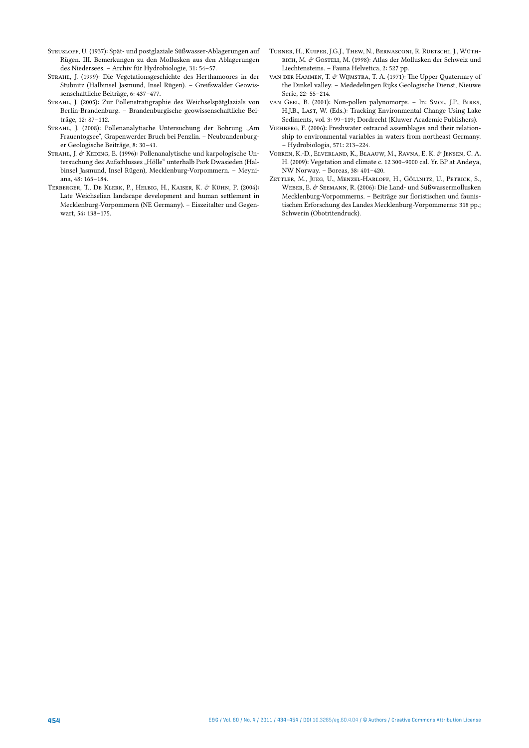Steusloff, U. (1937): Spät- und postglaziale Süßwasser-Ablagerungen auf Rügen. III. Bemerkungen zu den Mollusken aus den Ablagerungen des Niedersees. – Archiv für Hydrobiologie, 31: 54–57.

Strahl, J. (1999): Die Vegetationsgeschichte des Herthamoores in der Stubnitz (Halbinsel Jasmund, Insel Rügen). – Greifswalder Geowissenschaftliche Beiträge, 6: 437–477.

Strahl, J. (2005): Zur Pollenstratigraphie des Weichselspätglazials von Berlin-Brandenburg. – Brandenburgische geowissenschaftliche Beiträge, 12: 87–112.

Strahl, J. (2008): Pollenanalytische Untersuchung der Bohrung „Am Frauentogsee", Grapenwerder Bruch bei Penzlin. – Neubrandenburger Geologische Beiträge, 8: 30–41.

Strahl, J. & Keding, E. (1996): Pollenanalytische und karpologische Untersuchung des Aufschlusses „Hölle" unterhalb Park Dwasieden (Halbinsel Jasmund, Insel Rügen), Mecklenburg-Vorpommern. – Meyniana, 48: 165–184.

Terberger, T., De Klerk, P., Helbig, H., Kaiser, K. & Kühn, P. (2004): Late Weichselian landscape development and human settlement in Mecklenburg-Vorpommern (NE Germany). – Eiszeitalter und Gegenwart, 54: 138–175.

Turner, H., Kuiper, J.G.J., Thew, N., Bernasconi, R. Rüetschi, J., Wüthrich, M. & Gosteli, M. (1998): Atlas der Mollusken der Schweiz und Liechtensteins. – Fauna Helvetica, 2: 527 pp.

van der Hammen, T. & Wijmstra, T. A. (1971): The Upper Quaternary of the Dinkel valley. – Mededelingen Rijks Geologische Dienst, Nieuwe Serie, 22: 55–214.

van Geel, B. (2001): Non-pollen palynomorps. – In: Smol, J.P., Birks, H.J.B., Last, W. (Eds.): Tracking Environmental Change Using Lake Sediments, vol. 3: 99–119; Dordrecht (Kluwer Academic Publishers).

Viehberg, F. (2006): Freshwater ostracod assemblages and their relationship to environmental variables in waters from northeast Germany. – Hydrobiologia, 571: 213–224.

Vorren, K.-D., Elverland, K., Blaauw, M., Ravna, E. K. & Jensen, C. A. H. (2009): Vegetation and climate c. 12 300–9000 cal. Yr. BP at Andøya, NW Norway. – Boreas, 38: 401–420.

Zettler, M., Jueg, U., Menzel-Harloff, H., Göllnitz, U., Petrick, S., Weber, E. & Seemann, R. (2006): Die Land- und Süßwassermollusken Mecklenburg-Vorpommerns. – Beiträge zur floristischen und faunistischen Erforschung des Landes Mecklenburg-Vorpommerns: 318 pp.; Schwerin (Obotritendruck).